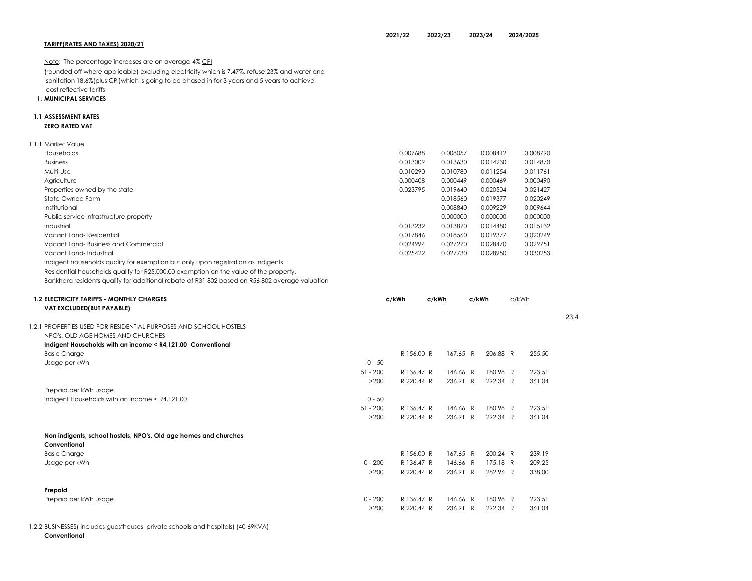| | | 2021/22 | 2022/23 | 2023/24 | 2024/2025 |
|---|---|---|---|---|---|

**TARIFF(RATES AND TAXES) 2020/21**

Note: The percentage increases are on average 4% CPI
(rounded off where applicable) excluding electricity which is 7.47%, refuse 23% and water and sanitation 18.6%(plus CPI)which is going to be phased in for 3 years and 5 years to achieve cost reflective tariffs

**1. MUNICIPAL SERVICES**

**1.1 ASSESSMENT RATES**
**ZERO RATED VAT**

| 1.1.1 Market Value | 2021/22 | 2022/23 | 2023/24 | 2024/2025 |
|---|---|---|---|---|
| Households | 0.007688 | 0.008057 | 0.008412 | 0.008790 |
| Business | 0.013009 | 0.013630 | 0.014230 | 0.014870 |
| Multi-Use | 0.010290 | 0.010780 | 0.011254 | 0.011761 |
| Agriculture | 0.000408 | 0.000449 | 0.000469 | 0.000490 |
| Properties owned by the state | 0.023795 | 0.019640 | 0.020504 | 0.021427 |
| State Owned Farm | | 0.018560 | 0.019377 | 0.020249 |
| Institutional | | 0.008840 | 0.009229 | 0.009644 |
| Public service infrastructure property | | 0.000000 | 0.000000 | 0.000000 |
| Industrial | 0.013232 | 0.013870 | 0.014480 | 0.015132 |
| Vacant Land- Residential | 0.017846 | 0.018560 | 0.019377 | 0.020249 |
| Vacant Land- Business and Commercial | 0.024994 | 0.027270 | 0.028470 | 0.029751 |
| Vacant Land- Industrial | 0.025422 | 0.027730 | 0.028950 | 0.030253 |

Indigent households qualify for exemption but only upon registration as indigents.
Residential households qualify for R25,000.00 exemption on the value of the property.
Bankhara residents qualify for additional rebate of R31 802 based on R56 802 average valuation

**1.2 ELECTRICITY TARIFFS - MONTHLY CHARGES**
**VAT EXCLUDED(BUT PAYABLE)**

23.4

| | | c/kWh | c/kWh | c/kWh | c/kWh |
|---|---|---|---|---|---|
| 1.2.1 PROPERTIES USED FOR RESIDENTIAL PURPOSES AND SCHOOL HOSTELS NPO's, OLD AGE HOMES AND CHURCHES | | | | | |
| **Indigent Households with an income < R4,121.00 Conventional** | | | | | |
| Basic Charge | | R 156.00 | R 167.65 | R 206.88 | R 255.50 |
| Usage per kWh | 0 - 50 | | | | |
| | 51 - 200 | R 136.47 | R 146.66 | R 180.98 | R 223.51 |
| | >200 | R 220.44 | R 236.91 | R 292.34 | R 361.04 |
| Prepaid per kWh usage | | | | | |
| Indigent Households with an income < R4,121.00 | 0 - 50 | | | | |
| | 51 - 200 | R 136.47 | R 146.66 | R 180.98 | R 223.51 |
| | >200 | R 220.44 | R 236.91 | R 292.34 | R 361.04 |
| **Non indigents, school hostels, NPO's, Old age homes and churches** | | | | | |
| **Conventional** | | | | | |
| Basic Charge | | R 156.00 | R 167.65 | R 200.24 | R 239.19 |
| Usage per kWh | 0 - 200 | R 136.47 | R 146.66 | R 175.18 | R 209.25 |
| | >200 | R 220.44 | R 236.91 | R 282.96 | R 338.00 |
| **Prepaid** | | | | | |
| Prepaid per kWh usage | 0 - 200 | R 136.47 | R 146.66 | R 180.98 | R 223.51 |
| | >200 | R 220.44 | R 236.91 | R 292.34 | R 361.04 |

1.2.2 BUSINESSES( includes guesthouses, private schools and hospitals) (40-69KVA)
**Conventional**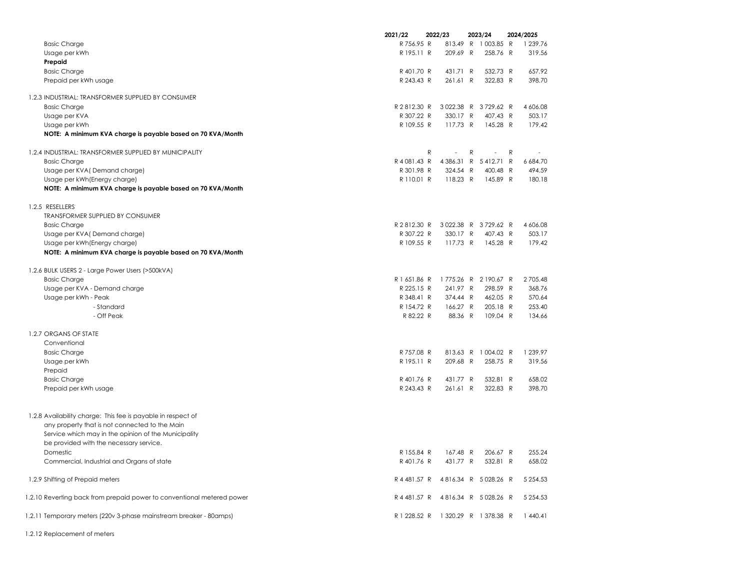| | 2021/22 | 2022/23 | 2023/24 | 2024/2025 |
|---|---|---|---|---|
| Basic Charge | R 756.95 | R 813.49 | R 1 003.85 | R 1 239.76 |
| Usage per kWh | R 195.11 | R 209.69 | R 258.76 | R 319.56 |
| **Prepaid** | | | | |
| Basic Charge | R 401.70 | R 431.71 | R 532.73 | R 657.92 |
| Prepaid per kWh usage | R 243.43 | R 261.61 | R 322.83 | R 398.70 |
| | | | | |
| 1.2.3 INDUSTRIAL: TRANSFORMER SUPPLIED BY CONSUMER | | | | |
| Basic Charge | R 2 812.30 | R 3 022.38 | R 3 729.62 | R 4 606.08 |
| Usage per KVA | R 307.22 | R 330.17 | R 407.43 | R 503.17 |
| Usage per kWh | R 109.55 | R 117.73 | R 145.28 | R 179.42 |
| **NOTE: A minimum KVA charge is payable based on 70 KVA/Month** | | | | |
| | | | | |
| 1.2.4 INDUSTRIAL: TRANSFORMER SUPPLIED BY MUNICIPALITY | | R - | R - | R - |
| Basic Charge | R 4 081.43 | R 4 386.31 | R 5 412.71 | R 6 684.70 |
| Usage per KVA( Demand charge) | R 301.98 | R 324.54 | R 400.48 | R 494.59 |
| Usage per kWh(Energy charge) | R 110.01 | R 118.23 | R 145.89 | R 180.18 |
| **NOTE: A minimum KVA charge is payable based on 70 KVA/Month** | | | | |
| | | | | |
| 1.2.5 RESELLERS | | | | |
| TRANSFORMER SUPPLIED BY CONSUMER | | | | |
| Basic Charge | R 2 812.30 | R 3 022.38 | R 3 729.62 | R 4 606.08 |
| Usage per KVA( Demand charge) | R 307.22 | R 330.17 | R 407.43 | R 503.17 |
| Usage per kWh(Energy charge) | R 109.55 | R 117.73 | R 145.28 | R 179.42 |
| **NOTE: A minimum KVA charge is payable based on 70 KVA/Month** | | | | |
| | | | | |
| 1.2.6 BULK USERS 2 - Large Power Users (>500kVA) | | | | |
| Basic Charge | R 1 651.86 | R 1 775.26 | R 2 190.67 | R 2 705.48 |
| Usage per KVA - Demand charge | R 225.15 | R 241.97 | R 298.59 | R 368.76 |
| Usage per kWh - Peak | R 348.41 | R 374.44 | R 462.05 | R 570.64 |
| - Standard | R 154.72 | R 166.27 | R 205.18 | R 253.40 |
| - Off Peak | R 82.22 | R 88.36 | R 109.04 | R 134.66 |
| | | | | |
| 1.2.7 ORGANS OF STATE | | | | |
| Conventional | | | | |
| Basic Charge | R 757.08 | R 813.63 | R 1 004.02 | R 1 239.97 |
| Usage per kWh | R 195.11 | R 209.68 | R 258.75 | R 319.56 |
| Prepaid | | | | |
| Basic Charge | R 401.76 | R 431.77 | R 532.81 | R 658.02 |
| Prepaid per kWh usage | R 243.43 | R 261.61 | R 322.83 | R 398.70 |
| | | | | |
| 1.2.8 Availability charge: This fee is payable in respect of any property that is not connected to the Main Service which may in the opinion of the Municipality be provided with the necessary service. | | | | |
| Domestic | R 155.84 | R 167.48 | R 206.67 | R 255.24 |
| Commercial, Industrial and Organs of state | R 401.76 | R 431.77 | R 532.81 | R 658.02 |
| | | | | |
| 1.2.9 Shifting of Prepaid meters | R 4 481.57 | R 4 816.34 | R 5 028.26 | R 5 254.53 |
| | | | | |
| 1.2.10 Reverting back from prepaid power to conventional metered power | R 4 481.57 | R 4 816.34 | R 5 028.26 | R 5 254.53 |
| | | | | |
| 1.2.11 Temporary meters (220v 3-phase mainstream breaker - 80amps) | R 1 228.52 | R 1 320.29 | R 1 378.38 | R 1 440.41 |
| | | | | |
| 1.2.12 Replacement of meters | | | | |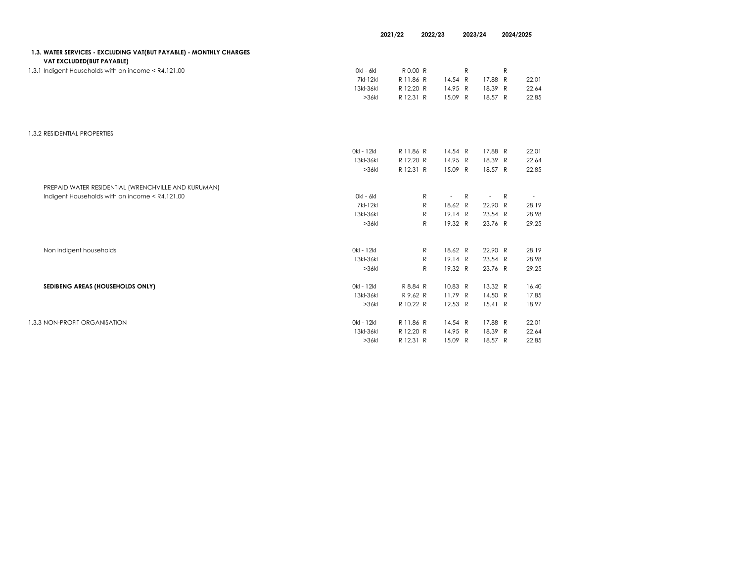| | | 2021/22 | 2022/23 | 2023/24 | 2024/2025 |
|---|---|---|---|---|---|
| **1.3. WATER SERVICES - EXCLUDING VAT(BUT PAYABLE) - MONTHLY CHARGES** | | | | | |
| **VAT EXCLUDED(BUT PAYABLE)** | | | | | |
| 1.3.1 Indigent Households with an income < R4.121.00 | 0kl - 6kl | R 0.00 | R - | R - | R - |
| | 7kl-12kl | R 11.86 | R 14.54 | R 17.88 | R 22.01 |
| | 13kl-36kl | R 12.20 | R 14.95 | R 18.39 | R 22.64 |
| | >36kl | R 12.31 | R 15.09 | R 18.57 | R 22.85 |
| 1.3.2 RESIDENTIAL PROPERTIES | | | | | |
| | 0kl - 12kl | R 11.86 | R 14.54 | R 17.88 | R 22.01 |
| | 13kl-36kl | R 12.20 | R 14.95 | R 18.39 | R 22.64 |
| | >36kl | R 12.31 | R 15.09 | R 18.57 | R 22.85 |
| PREPAID WATER RESIDENTIAL (WRENCHVILLE AND KURUMAN) | | | | | |
| Indigent Households with an income < R4.121.00 | 0kl - 6kl | | R - | R - | R - |
| | 7kl-12kl | | R 18.62 | R 22.90 | R 28.19 |
| | 13kl-36kl | | R 19.14 | R 23.54 | R 28.98 |
| | >36kl | | R 19.32 | R 23.76 | R 29.25 |
| Non indigent households | 0kl - 12kl | | R 18.62 | R 22.90 | R 28.19 |
| | 13kl-36kl | | R 19.14 | R 23.54 | R 28.98 |
| | >36kl | | R 19.32 | R 23.76 | R 29.25 |
| **SEDIBENG AREAS (HOUSEHOLDS ONLY)** | 0kl - 12kl | R 8.84 | R 10.83 | R 13.32 | R 16.40 |
| | 13kl-36kl | R 9.62 | R 11.79 | R 14.50 | R 17.85 |
| | >36kl | R 10.22 | R 12.53 | R 15.41 | R 18.97 |
| 1.3.3 NON-PROFIT ORGANISATION | 0kl - 12kl | R 11.86 | R 14.54 | R 17.88 | R 22.01 |
| | 13kl-36kl | R 12.20 | R 14.95 | R 18.39 | R 22.64 |
| | >36kl | R 12.31 | R 15.09 | R 18.57 | R 22.85 |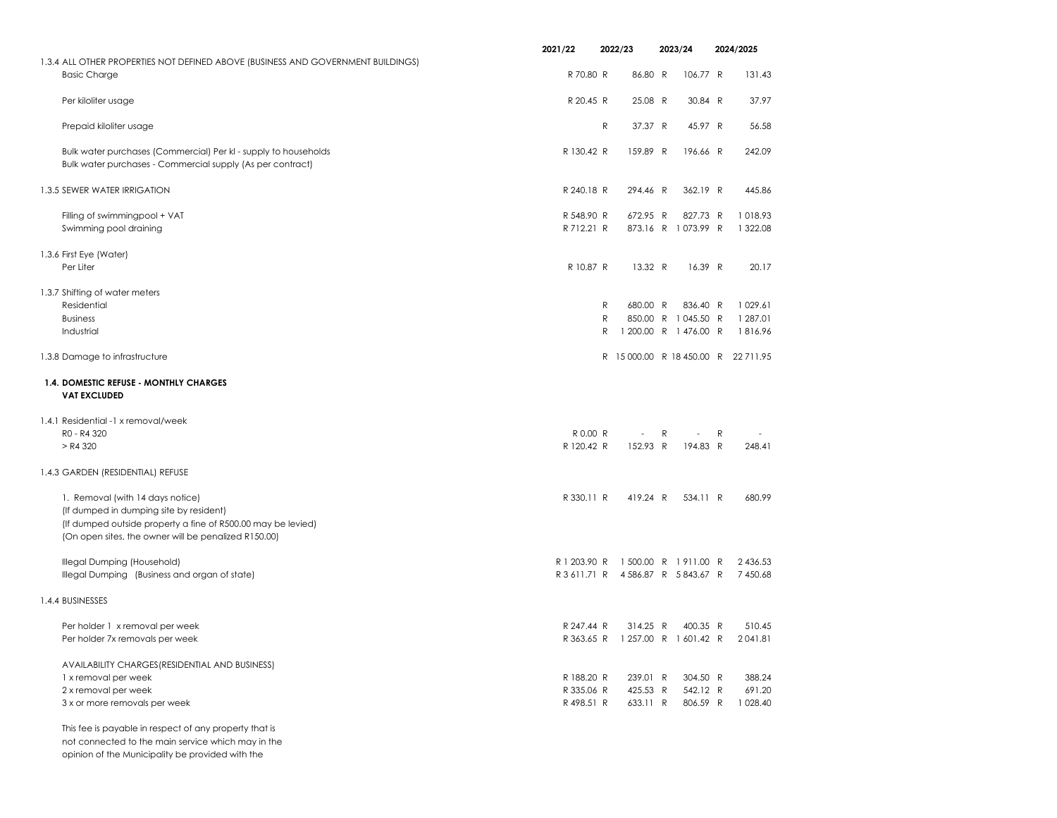| | 2021/22 | 2022/23 | 2023/24 | 2024/2025 |
|---|---|---|---|---|
| 1.3.4 ALL OTHER PROPERTIES NOT DEFINED ABOVE (BUSINESS AND GOVERNMENT BUILDINGS) | | | | |
| Basic Charge | R 70.80 | R 86.80 | R 106.77 | R 131.43 |
| Per kiloliter usage | R 20.45 | R 25.08 | R 30.84 | R 37.97 |
| Prepaid kiloliter usage | | R 37.37 | R 45.97 | R 56.58 |
| Bulk water purchases (Commercial) Per kl - supply to households | R 130.42 | R 159.89 | R 196.66 | R 242.09 |
| Bulk water purchases - Commercial supply (As per contract) | | | | |
| 1.3.5 SEWER WATER IRRIGATION | R 240.18 | R 294.46 | R 362.19 | R 445.86 |
| Filling of swimmingpool + VAT | R 548.90 | R 672.95 | R 827.73 | R 1 018.93 |
| Swimming pool draining | R 712.21 | R 873.16 | R 1 073.99 | R 1 322.08 |
| 1.3.6 First Eye (Water) | | | | |
| Per Liter | R 10.87 | R 13.32 | R 16.39 | R 20.17 |
| 1.3.7 Shifting of water meters | | | | |
| Residential | | R 680.00 | R 836.40 | R 1 029.61 |
| Business | | R 850.00 | R 1 045.50 | R 1 287.01 |
| Industrial | | R 1 200.00 | R 1 476.00 | R 1 816.96 |
| 1.3.8 Damage to infrastructure | | R 15 000.00 | R 18 450.00 | R 22 711.95 |
| **1.4. DOMESTIC REFUSE - MONTHLY CHARGES** | | | | |
| **VAT EXCLUDED** | | | | |
| 1.4.1 Residential -1 x removal/week | | | | |
| R0 - R4 320 | R 0.00 | R - | R - | R - |
| > R4 320 | R 120.42 | R 152.93 | R 194.83 | R 248.41 |
| 1.4.3 GARDEN (RESIDENTIAL) REFUSE | | | | |
| 1. Removal (with 14 days notice) | R 330.11 | R 419.24 | R 534.11 | R 680.99 |
| (If dumped in dumping site by resident) | | | | |
| (If dumped outside property a fine of R500.00 may be levied) | | | | |
| (On open sites, the owner will be penalized R150.00) | | | | |
| Illegal Dumping (Household) | R 1 203.90 | R 1 500.00 | R 1 911.00 | R 2 436.53 |
| Illegal Dumping (Business and organ of state) | R 3 611.71 | R 4 586.87 | R 5 843.67 | R 7 450.68 |
| 1.4.4 BUSINESSES | | | | |
| Per holder 1 x removal per week | R 247.44 | R 314.25 | R 400.35 | R 510.45 |
| Per holder 7x removals per week | R 363.65 | R 1 257.00 | R 1 601.42 | R 2 041.81 |
| AVAILABILITY CHARGES(RESIDENTIAL AND BUSINESS) | | | | |
| 1 x removal per week | R 188.20 | R 239.01 | R 304.50 | R 388.24 |
| 2 x removal per week | R 335.06 | R 425.53 | R 542.12 | R 691.20 |
| 3 x or more removals per week | R 498.51 | R 633.11 | R 806.59 | R 1 028.40 |

This fee is payable in respect of any property that is
not connected to the main service which may in the
opinion of the Municipality be provided with the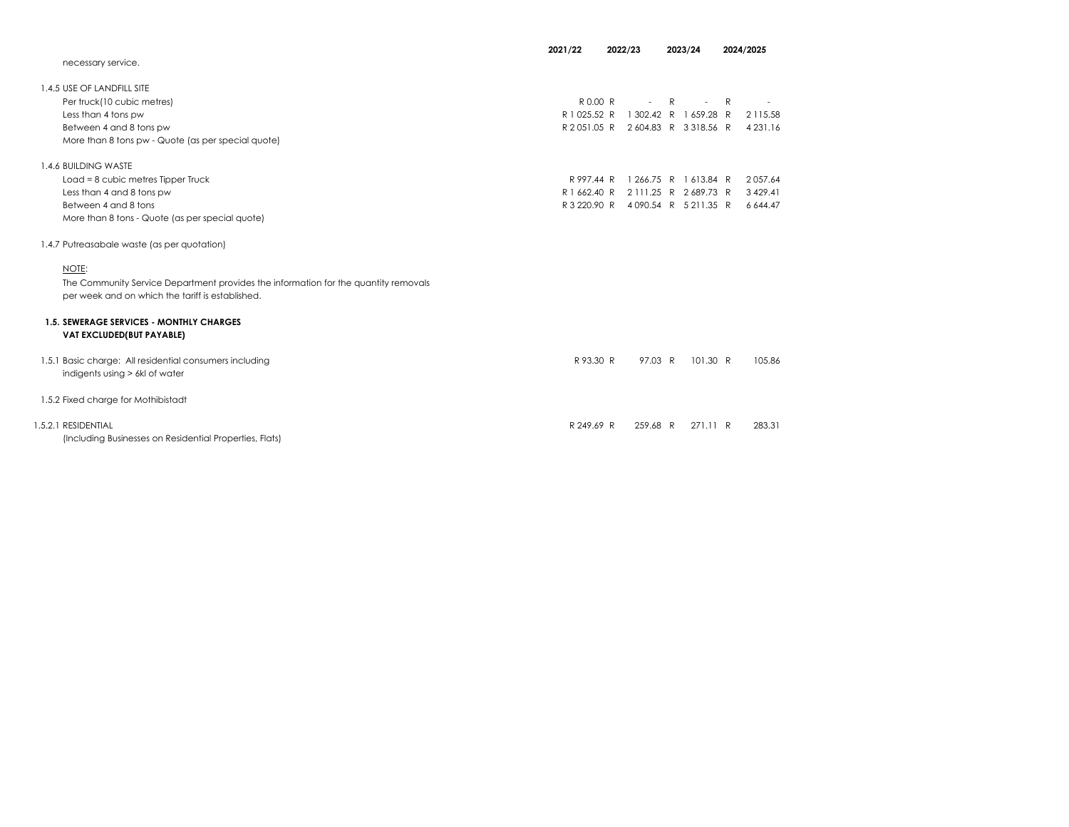| | 2021/22 | 2022/23 | 2023/24 | 2024/2025 |
|---|---|---|---|---|
| necessary service. | | | | |
| | | | | |
| 1.4.5 USE OF LANDFILL SITE | | | | |
| Per truck(10 cubic metres) | R 0.00 | R - | R - | R - |
| Less than 4 tons pw | R 1 025.52 | R 1 302.42 | R 1 659.28 | R 2 115.58 |
| Between 4 and 8 tons pw | R 2 051.05 | R 2 604.83 | R 3 318.56 | R 4 231.16 |
| More than 8 tons pw - Quote (as per special quote) | | | | |
| | | | | |
| 1.4.6 BUILDING WASTE | | | | |
| Load = 8 cubic metres Tipper Truck | R 997.44 | R 1 266.75 | R 1 613.84 | R 2 057.64 |
| Less than 4 and 8 tons pw | R 1 662.40 | R 2 111.25 | R 2 689.73 | R 3 429.41 |
| Between 4 and 8 tons | R 3 220.90 | R 4 090.54 | R 5 211.35 | R 6 644.47 |
| More than 8 tons - Quote (as per special quote) | | | | |
| | | | | |
| 1.4.7 Putreasabale waste (as per quotation) | | | | |

NOTE:

The Community Service Department provides the information for the quantity removals per week and on which the tariff is established.

**1.5. SEWERAGE SERVICES - MONTHLY CHARGES**
**VAT EXCLUDED(BUT PAYABLE)**

| | 2021/22 | 2022/23 | 2023/24 | 2024/2025 |
|---|---|---|---|---|
| 1.5.1 Basic charge: All residential consumers including indigents using > 6kl of water | R 93.30 | R 97.03 | R 101.30 | R 105.86 |
| 1.5.2 Fixed charge for Mothibistadt | | | | |
| 1.5.2.1 RESIDENTIAL (Including Businesses on Residential Properties, Flats) | R 249.69 | R 259.68 | R 271.11 | R 283.31 |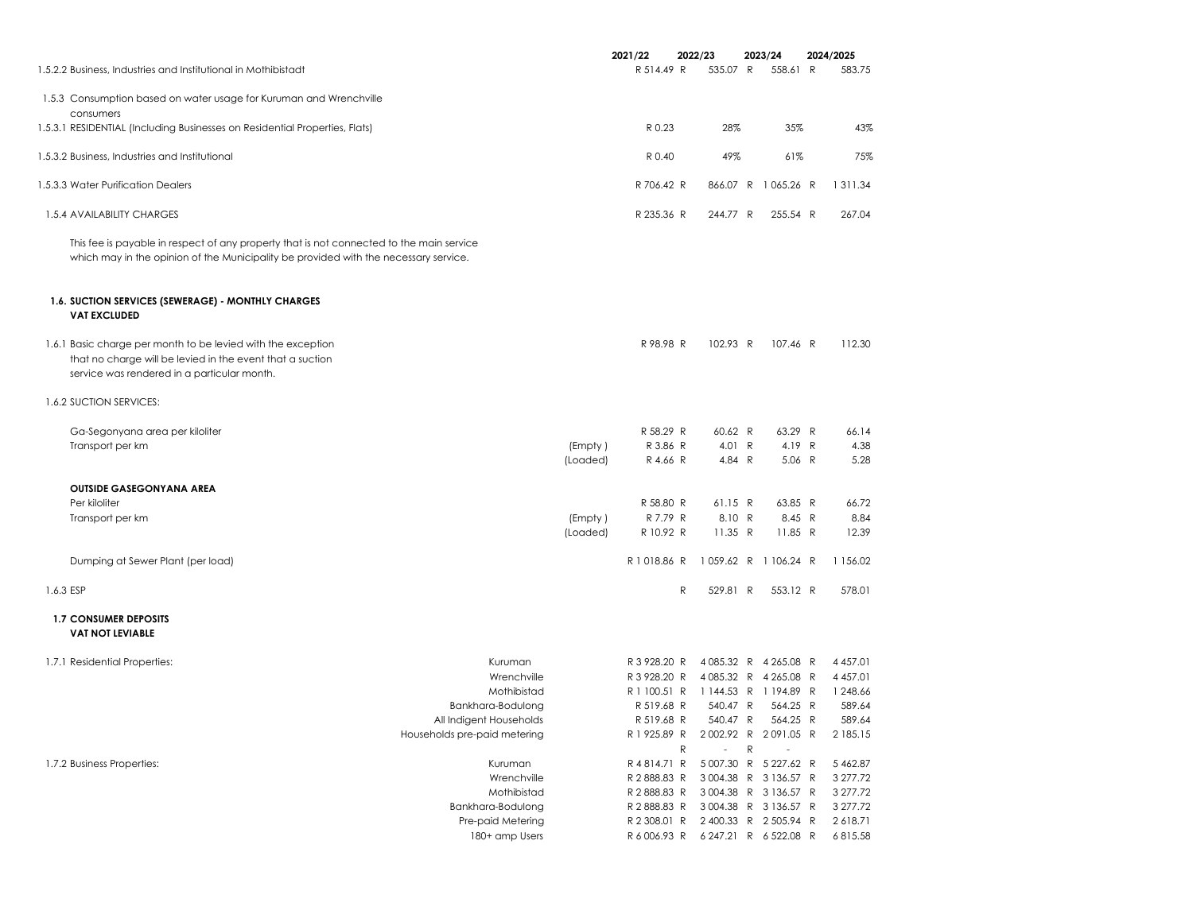| | | | 2021/22 | 2022/23 | 2023/24 | 2024/2025 |
|---|---|---|---|---|---|---|
| 1.5.2.2 Business, Industries and Institutional in Mothibistadt | | | R 514.49 | R 535.07 | R 558.61 | R 583.75 |
| 1.5.3 Consumption based on water usage for Kuruman and Wrenchville consumers | | | | | | |
| 1.5.3.1 RESIDENTIAL (Including Businesses on Residential Properties, Flats) | | | R 0.23 | 28% | 35% | 43% |
| 1.5.3.2 Business, Industries and Institutional | | | R 0.40 | 49% | 61% | 75% |
| 1.5.3.3 Water Purification Dealers | | | R 706.42 | R 866.07 | R 1 065.26 | R 1 311.34 |
| 1.5.4 AVAILABILITY CHARGES | | | R 235.36 | R 244.77 | R 255.54 | R 267.04 |

This fee is payable in respect of any property that is not connected to the main service which may in the opinion of the Municipality be provided with the necessary service.

**1.6. SUCTION SERVICES (SEWERAGE) - MONTHLY CHARGES**
**VAT EXCLUDED**

| | | | 2021/22 | 2022/23 | 2023/24 | 2024/2025 |
|---|---|---|---|---|---|---|
| 1.6.1 Basic charge per month to be levied with the exception that no charge will be levied in the event that a suction service was rendered in a particular month. | | | R 98.98 | R 102.93 | R 107.46 | R 112.30 |
| 1.6.2 SUCTION SERVICES: | | | | | | |
| Ga-Segonyana area per kiloliter | | | R 58.29 | R 60.62 | R 63.29 | R 66.14 |
| Transport per km | | (Empty ) | R 3.86 | R 4.01 | R 4.19 | R 4.38 |
| | | (Loaded) | R 4.66 | R 4.84 | R 5.06 | R 5.28 |
| **OUTSIDE GASEGONYANA AREA** | | | | | | |
| Per kiloliter | | | R 58.80 | R 61.15 | R 63.85 | R 66.72 |
| Transport per km | | (Empty ) | R 7.79 | R 8.10 | R 8.45 | R 8.84 |
| | | (Loaded) | R 10.92 | R 11.35 | R 11.85 | R 12.39 |
| Dumping at Sewer Plant (per load) | | | R 1 018.86 | R 1 059.62 | R 1 106.24 | R 1 156.02 |
| 1.6.3 ESP | | | R | 529.81 | R 553.12 | R 578.01 |

**1.7 CONSUMER DEPOSITS**
**VAT NOT LEVIABLE**

| | | | 2021/22 | 2022/23 | 2023/24 | 2024/2025 |
|---|---|---|---|---|---|---|
| 1.7.1 Residential Properties: | Kuruman | | R 3 928.20 | R 4 085.32 | R 4 265.08 | R 4 457.01 |
| | Wrenchville | | R 3 928.20 | R 4 085.32 | R 4 265.08 | R 4 457.01 |
| | Mothibistad | | R 1 100.51 | R 1 144.53 | R 1 194.89 | R 1 248.66 |
| | Bankhara-Bodulong | | R 519.68 | R 540.47 | R 564.25 | R 589.64 |
| | All Indigent Households | | R 519.68 | R 540.47 | R 564.25 | R 589.64 |
| | Households pre-paid metering | | R 1 925.89 | R 2 002.92 | R 2 091.05 | R 2 185.15 |
| | | | R | - | R - | |
| 1.7.2 Business Properties: | Kuruman | | R 4 814.71 | R 5 007.30 | R 5 227.62 | R 5 462.87 |
| | Wrenchville | | R 2 888.83 | R 3 004.38 | R 3 136.57 | R 3 277.72 |
| | Mothibistad | | R 2 888.83 | R 3 004.38 | R 3 136.57 | R 3 277.72 |
| | Bankhara-Bodulong | | R 2 888.83 | R 3 004.38 | R 3 136.57 | R 3 277.72 |
| | Pre-paid Metering | | R 2 308.01 | R 2 400.33 | R 2 505.94 | R 2 618.71 |
| | 180+ amp Users | | R 6 006.93 | R 6 247.21 | R 6 522.08 | R 6 815.58 |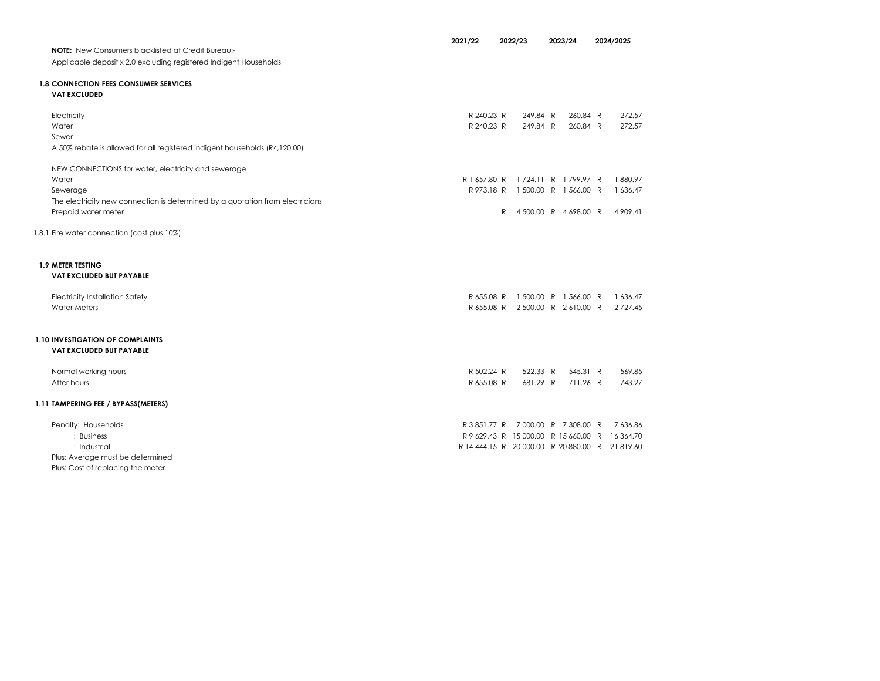| | 2021/22 | 2022/23 | 2023/24 | 2024/2025 |
|---|---|---|---|---|
| **NOTE:** New Consumers blacklisted at Credit Bureau:- | | | | |
| Applicable deposit x 2.0 excluding registered Indigent Households | | | | |
| **1.8 CONNECTION FEES CONSUMER SERVICES** | | | | |
| **VAT EXCLUDED** | | | | |
| Electricity | R 240.23 | R 249.84 | R 260.84 | R 272.57 |
| Water | R 240.23 | R 249.84 | R 260.84 | R 272.57 |
| Sewer | | | | |
| A 50% rebate is allowed for all registered indigent households (R4,120.00) | | | | |
| NEW CONNECTIONS for water, electricity and sewerage | | | | |
| Water | R 1 657.80 | R 1 724.11 | R 1 799.97 | R 1 880.97 |
| Sewerage | R 973.18 | R 1 500.00 | R 1 566.00 | R 1 636.47 |
| The electricity new connection is determined by a quotation from electricians | | | | |
| Prepaid water meter | | R 4 500.00 | R 4 698.00 | R 4 909.41 |
| 1.8.1 Fire water connection (cost plus 10%) | | | | |
| **1.9 METER TESTING** | | | | |
| **VAT EXCLUDED BUT PAYABLE** | | | | |
| Electricity Installation Safety | R 655.08 | R 1 500.00 | R 1 566.00 | R 1 636.47 |
| Water Meters | R 655.08 | R 2 500.00 | R 2 610.00 | R 2 727.45 |
| **1.10 INVESTIGATION OF COMPLAINTS** | | | | |
| **VAT EXCLUDED BUT PAYABLE** | | | | |
| Normal working hours | R 502.24 | R 522.33 | R 545.31 | R 569.85 |
| After hours | R 655.08 | R 681.29 | R 711.26 | R 743.27 |
| **1.11 TAMPERING FEE / BYPASS(METERS)** | | | | |
| Penalty: Households | R 3 851.77 | R 7 000.00 | R 7 308.00 | R 7 636.86 |
| : Business | R 9 629.43 | R 15 000.00 | R 15 660.00 | R 16 364.70 |
| : Industrial | R 14 444.15 | R 20 000.00 | R 20 880.00 | R 21 819.60 |
| Plus: Average must be determined | | | | |
| Plus: Cost of replacing the meter | | | | |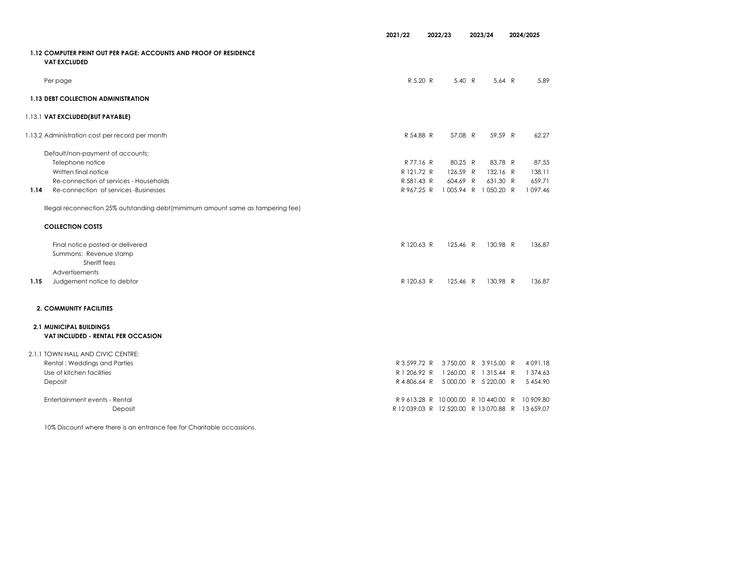| | | 2021/22 | 2022/23 | 2023/24 | 2024/2025 |
|---|---|---|---|---|---|
| **1.12 COMPUTER PRINT OUT PER PAGE: ACCOUNTS AND PROOF OF RESIDENCE** | | | | | |
| **VAT EXCLUDED** | | | | | |
| | Per page | R 5.20 | R 5.40 | R 5.64 | R 5.89 |
| **1.13 DEBT COLLECTION ADMINISTRATION** | | | | | |
| 1.13.1 | **VAT EXCLUDED(BUT PAYABLE)** | | | | |
| 1.13.2 | Administration cost per record per month | R 54.88 | R 57.08 | R 59.59 | R 62.27 |
| | Default/non-payment of accounts: | | | | |
| | Telephone notice | R 77.16 | R 80.25 | R 83.78 | R 87.55 |
| | Written final notice | R 121.72 | R 126.59 | R 132.16 | R 138.11 |
| | Re-connection of services - Households | R 581.43 | R 604.69 | R 631.30 | R 659.71 |
| **1.14** | Re-connection of services -Businesses | R 967.25 | R 1 005.94 | R 1 050.20 | R 1 097.46 |
| | Illegal reconnection 25% outstanding debt(mimimum amount same as tampering fee) | | | | |
| | **COLLECTION COSTS** | | | | |
| | Final notice posted or delivered | R 120.63 | R 125.46 | R 130.98 | R 136.87 |
| | Summons: Revenue stamp | | | | |
| | Sheriff fees | | | | |
| | Advertisements | | | | |
| **1.15** | Judgement notice to debtor | R 120.63 | R 125.46 | R 130.98 | R 136.87 |
| **2. COMMUNITY FACILITIES** | | | | | |
| **2.1 MUNICIPAL BUILDINGS** | | | | | |
| **VAT INCLUDED - RENTAL PER OCCASION** | | | | | |
| 2.1.1 | TOWN HALL AND CIVIC CENTRE: | | | | |
| | Rental : Weddings and Parties | R 3 599.72 | R 3 750.00 | R 3 915.00 | R 4 091.18 |
| | Use of kitchen facilities | R 1 206.92 | R 1 260.00 | R 1 315.44 | R 1 374.63 |
| | Deposit | R 4 806.64 | R 5 000.00 | R 5 220.00 | R 5 454.90 |
| | Entertainment events - Rental | R 9 613.28 | R 10 000.00 | R 10 440.00 | R 10 909.80 |
| | Deposit | R 12 039.03 | R 12 520.00 | R 13 070.88 | R 13 659.07 |

10% Discount where there is an entrance fee for Charitable occassions.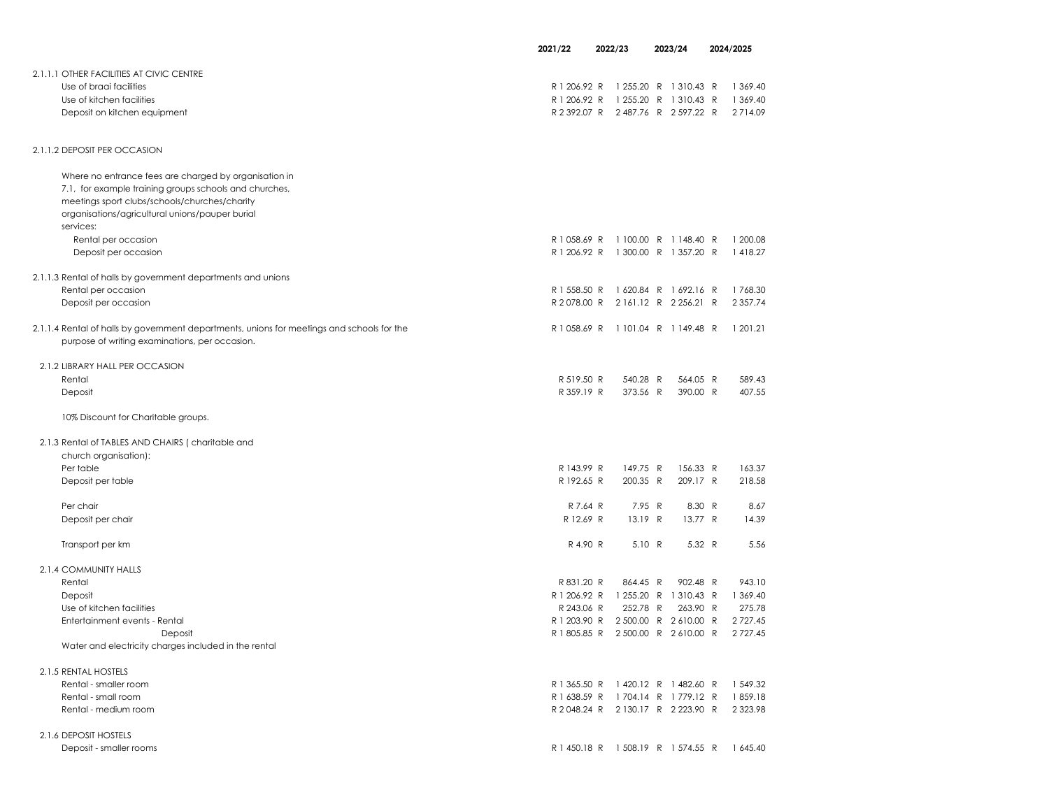| | 2021/22 | 2022/23 | 2023/24 | 2024/2025 |
|---|---|---|---|---|
| **2.1.1.1 OTHER FACILITIES AT CIVIC CENTRE** | | | | |
| Use of braai facilities | R 1 206.92 | R 1 255.20 | R 1 310.43 | R 1 369.40 |
| Use of kitchen facilities | R 1 206.92 | R 1 255.20 | R 1 310.43 | R 1 369.40 |
| Deposit on kitchen equipment | R 2 392.07 | R 2 487.76 | R 2 597.22 | R 2 714.09 |
| **2.1.1.2 DEPOSIT PER OCCASION** | | | | |
| Where no entrance fees are charged by organisation in 7.1, for example training groups schools and churches, meetings sport clubs/schools/churches/charity organisations/agricultural unions/pauper burial services: | | | | |
| Rental per occasion | R 1 058.69 | R 1 100.00 | R 1 148.40 | R 1 200.08 |
| Deposit per occasion | R 1 206.92 | R 1 300.00 | R 1 357.20 | R 1 418.27 |
| **2.1.1.3 Rental of halls by government departments and unions** | | | | |
| Rental per occasion | R 1 558.50 | R 1 620.84 | R 1 692.16 | R 1 768.30 |
| Deposit per occasion | R 2 078.00 | R 2 161.12 | R 2 256.21 | R 2 357.74 |
| **2.1.1.4 Rental of halls by government departments, unions for meetings and schools for the purpose of writing examinations, per occasion.** | R 1 058.69 | R 1 101.04 | R 1 149.48 | R 1 201.21 |
| **2.1.2 LIBRARY HALL PER OCCASION** | | | | |
| Rental | R 519.50 | R 540.28 | R 564.05 | R 589.43 |
| Deposit | R 359.19 | R 373.56 | R 390.00 | R 407.55 |
| 10% Discount for Charitable groups. | | | | |
| **2.1.3 Rental of TABLES AND CHAIRS ( charitable and church organisation):** | | | | |
| Per table | R 143.99 | R 149.75 | R 156.33 | R 163.37 |
| Deposit per table | R 192.65 | R 200.35 | R 209.17 | R 218.58 |
| Per chair | R 7.64 | R 7.95 | R 8.30 | R 8.67 |
| Deposit per chair | R 12.69 | R 13.19 | R 13.77 | R 14.39 |
| Transport per km | R 4.90 | R 5.10 | R 5.32 | R 5.56 |
| **2.1.4 COMMUNITY HALLS** | | | | |
| Rental | R 831.20 | R 864.45 | R 902.48 | R 943.10 |
| Deposit | R 1 206.92 | R 1 255.20 | R 1 310.43 | R 1 369.40 |
| Use of kitchen facilities | R 243.06 | R 252.78 | R 263.90 | R 275.78 |
| Entertainment events - Rental | R 1 203.90 | R 2 500.00 | R 2 610.00 | R 2 727.45 |
| Deposit | R 1 805.85 | R 2 500.00 | R 2 610.00 | R 2 727.45 |
| Water and electricity charges included in the rental | | | | |
| **2.1.5 RENTAL HOSTELS** | | | | |
| Rental - smaller room | R 1 365.50 | R 1 420.12 | R 1 482.60 | R 1 549.32 |
| Rental - small room | R 1 638.59 | R 1 704.14 | R 1 779.12 | R 1 859.18 |
| Rental - medium room | R 2 048.24 | R 2 130.17 | R 2 223.90 | R 2 323.98 |
| **2.1.6 DEPOSIT HOSTELS** | | | | |
| Deposit - smaller rooms | R 1 450.18 | R 1 508.19 | R 1 574.55 | R 1 645.40 |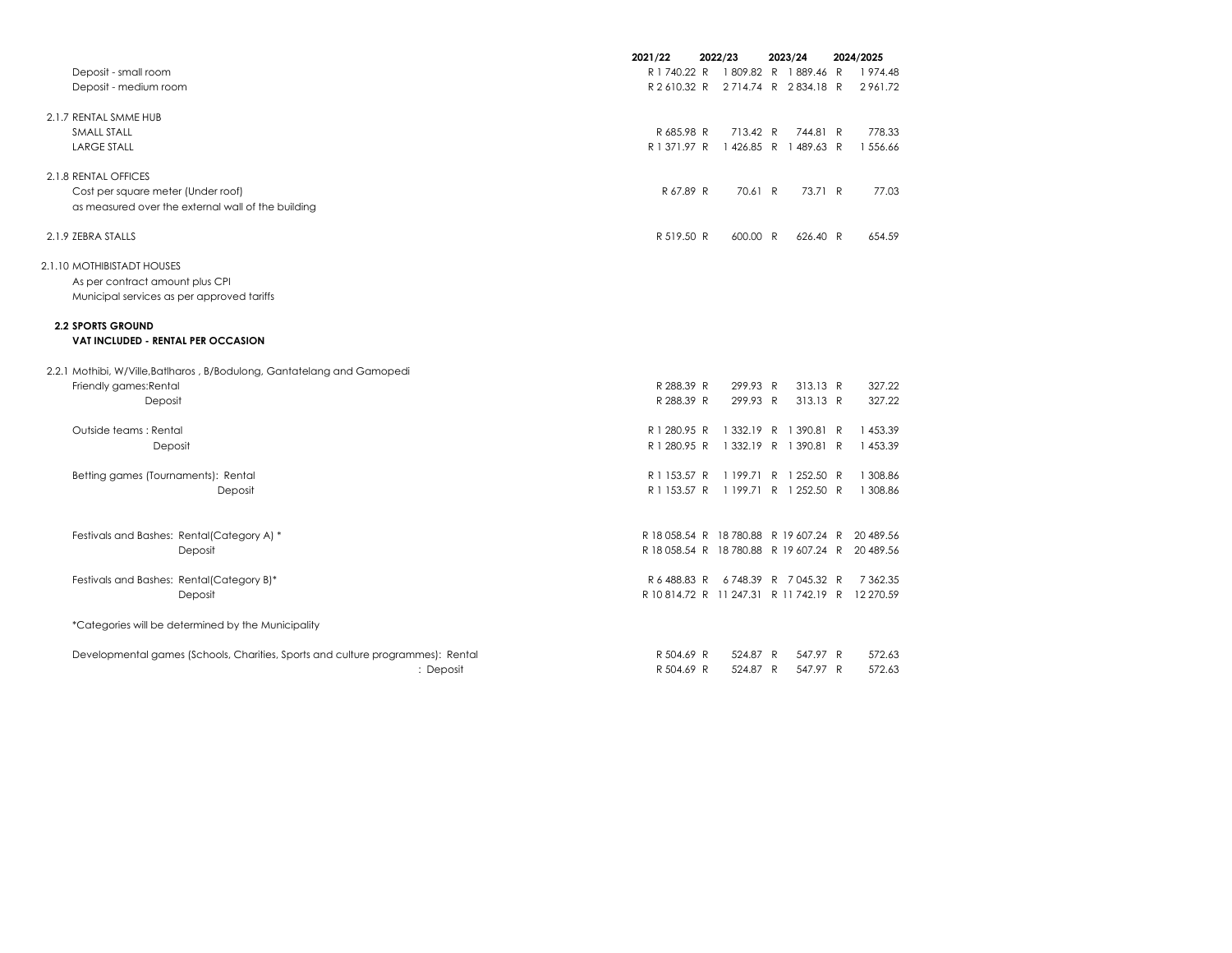| | 2021/22 | 2022/23 | 2023/24 | 2024/2025 |
|---|---|---|---|---|
| Deposit - small room | R 1 740.22 | R 1 809.82 | R 1 889.46 | R 1 974.48 |
| Deposit - medium room | R 2 610.32 | R 2 714.74 | R 2 834.18 | R 2 961.72 |
| | | | | |
| 2.1.7 RENTAL SMME HUB | | | | |
| SMALL STALL | R 685.98 | R 713.42 | R 744.81 | R 778.33 |
| LARGE STALL | R 1 371.97 | R 1 426.85 | R 1 489.63 | R 1 556.66 |
| | | | | |
| 2.1.8 RENTAL OFFICES | | | | |
| Cost per square meter (Under roof) | R 67.89 | R 70.61 | R 73.71 | R 77.03 |
| as measured over the external wall of the building | | | | |
| | | | | |
| 2.1.9 ZEBRA STALLS | R 519.50 | R 600.00 | R 626.40 | R 654.59 |
| | | | | |
| 2.1.10 MOTHIBISTADT HOUSES | | | | |
| As per contract amount plus CPI | | | | |
| Municipal services as per approved tariffs | | | | |
| | | | | |
| **2.2 SPORTS GROUND** | | | | |
| **VAT INCLUDED - RENTAL PER OCCASION** | | | | |
| | | | | |
| 2.2.1 Mothibi, W/Ville,Batlharos , B/Bodulong, Gantatelang and Gamopedi | | | | |
| Friendly games:Rental | R 288.39 | R 299.93 | R 313.13 | R 327.22 |
| Deposit | R 288.39 | R 299.93 | R 313.13 | R 327.22 |
| | | | | |
| Outside teams : Rental | R 1 280.95 | R 1 332.19 | R 1 390.81 | R 1 453.39 |
| Deposit | R 1 280.95 | R 1 332.19 | R 1 390.81 | R 1 453.39 |
| | | | | |
| Betting games (Tournaments): Rental | R 1 153.57 | R 1 199.71 | R 1 252.50 | R 1 308.86 |
| Deposit | R 1 153.57 | R 1 199.71 | R 1 252.50 | R 1 308.86 |
| | | | | |
| Festivals and Bashes: Rental(Category A) * | R 18 058.54 | R 18 780.88 | R 19 607.24 | R 20 489.56 |
| Deposit | R 18 058.54 | R 18 780.88 | R 19 607.24 | R 20 489.56 |
| | | | | |
| Festivals and Bashes: Rental(Category B)* | R 6 488.83 | R 6 748.39 | R 7 045.32 | R 7 362.35 |
| Deposit | R 10 814.72 | R 11 247.31 | R 11 742.19 | R 12 270.59 |
| | | | | |
| *Categories will be determined by the Municipality | | | | |
| | | | | |
| Developmental games (Schools, Charities, Sports and culture programmes): Rental | R 504.69 | R 524.87 | R 547.97 | R 572.63 |
| : Deposit | R 504.69 | R 524.87 | R 547.97 | R 572.63 |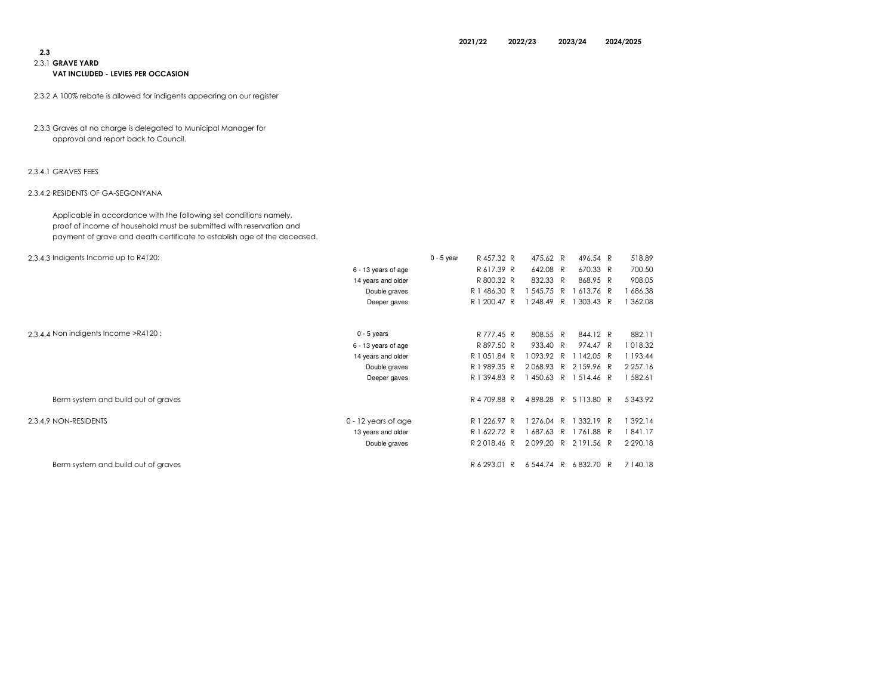**2.3**

2.3.1 **GRAVE YARD**

**VAT INCLUDED - LEVIES PER OCCASION**

2.3.2 A 100% rebate is allowed for indigents appearing on our register

2.3.3 Graves at no charge is delegated to Municipal Manager for approval and report back to Council.

2.3.4.1 GRAVES FEES

2.3.4.2 RESIDENTS OF GA-SEGONYANA

Applicable in accordance with the following set conditions namely, proof of income of household must be submitted with reservation and payment of grave and death certificate to establish age of the deceased.

| | | 2021/22 | 2022/23 | 2023/24 | 2024/2025 |
|---|---|---|---|---|---|
| 2.3.4.3 Indigents Income up to R4120: | 0 - 5 year | R 457.32 | R 475.62 | R 496.54 | R 518.89 |
| | 6 - 13 years of age | R 617.39 | R 642.08 | R 670.33 | R 700.50 |
| | 14 years and older | R 800.32 | R 832.33 | R 868.95 | R 908.05 |
| | Double graves | R 1 486.30 | R 1 545.75 | R 1 613.76 | R 1 686.38 |
| | Deeper gaves | R 1 200.47 | R 1 248.49 | R 1 303.43 | R 1 362.08 |
| 2.3.4.4 Non indigents Income >R4120 : | 0 - 5 years | R 777.45 | R 808.55 | R 844.12 | R 882.11 |
| | 6 - 13 years of age | R 897.50 | R 933.40 | R 974.47 | R 1 018.32 |
| | 14 years and older | R 1 051.84 | R 1 093.92 | R 1 142.05 | R 1 193.44 |
| | Double graves | R 1 989.35 | R 2 068.93 | R 2 159.96 | R 2 257.16 |
| | Deeper gaves | R 1 394.83 | R 1 450.63 | R 1 514.46 | R 1 582.61 |
| Berm system and build out of graves | | R 4 709.88 | R 4 898.28 | R 5 113.80 | R 5 343.92 |
| 2.3.4.9 NON-RESIDENTS | 0 - 12 years of age | R 1 226.97 | R 1 276.04 | R 1 332.19 | R 1 392.14 |
| | 13 years and older | R 1 622.72 | R 1 687.63 | R 1 761.88 | R 1 841.17 |
| | Double graves | R 2 018.46 | R 2 099.20 | R 2 191.56 | R 2 290.18 |
| Berm system and build out of graves | | R 6 293.01 | R 6 544.74 | R 6 832.70 | R 7 140.18 |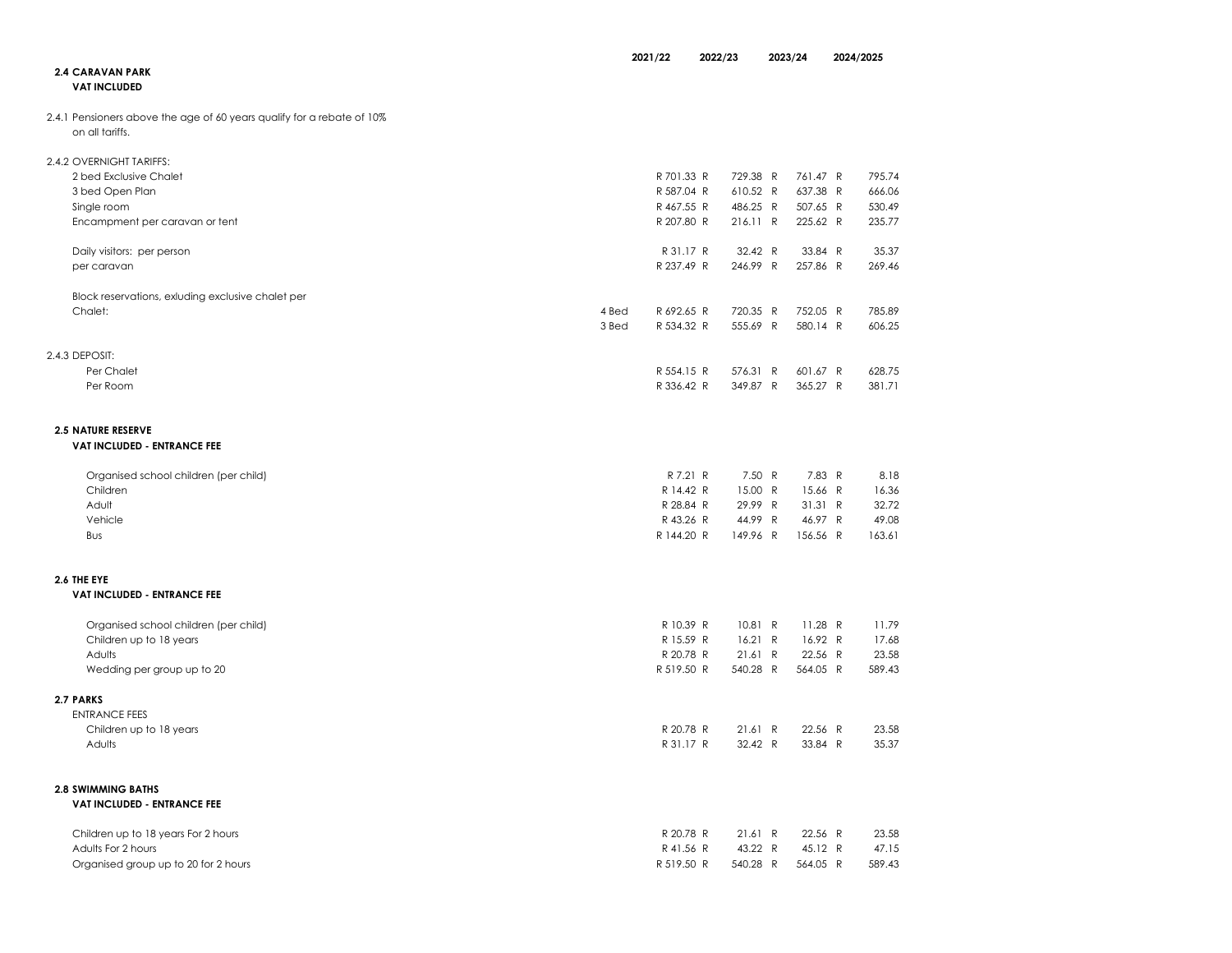| | | 2021/22 | 2022/23 | 2023/24 | 2024/2025 |
|---|---|---|---|---|---|
| **2.4 CARAVAN PARK** | | | | | |
| **VAT INCLUDED** | | | | | |
| 2.4.1 Pensioners above the age of 60 years qualify for a rebate of 10% on all tariffs. | | | | | |
| 2.4.2 OVERNIGHT TARIFFS: | | | | | |
| 2 bed Exclusive Chalet | | R 701.33 | R 729.38 | R 761.47 | R 795.74 |
| 3 bed Open Plan | | R 587.04 | R 610.52 | R 637.38 | R 666.06 |
| Single room | | R 467.55 | R 486.25 | R 507.65 | R 530.49 |
| Encampment per caravan or tent | | R 207.80 | R 216.11 | R 225.62 | R 235.77 |
| Daily visitors: per person | | R 31.17 | R 32.42 | R 33.84 | R 35.37 |
| per caravan | | R 237.49 | R 246.99 | R 257.86 | R 269.46 |
| Block reservations, exluding exclusive chalet per | | | | | |
| Chalet: | 4 Bed | R 692.65 | R 720.35 | R 752.05 | R 785.89 |
| | 3 Bed | R 534.32 | R 555.69 | R 580.14 | R 606.25 |
| 2.4.3 DEPOSIT: | | | | | |
| Per Chalet | | R 554.15 | R 576.31 | R 601.67 | R 628.75 |
| Per Room | | R 336.42 | R 349.87 | R 365.27 | R 381.71 |
| **2.5 NATURE RESERVE** | | | | | |
| **VAT INCLUDED - ENTRANCE FEE** | | | | | |
| Organised school children (per child) | | R 7.21 | R 7.50 | R 7.83 | R 8.18 |
| Children | | R 14.42 | R 15.00 | R 15.66 | R 16.36 |
| Adult | | R 28.84 | R 29.99 | R 31.31 | R 32.72 |
| Vehicle | | R 43.26 | R 44.99 | R 46.97 | R 49.08 |
| Bus | | R 144.20 | R 149.96 | R 156.56 | R 163.61 |
| **2.6 THE EYE** | | | | | |
| **VAT INCLUDED - ENTRANCE FEE** | | | | | |
| Organised school children (per child) | | R 10.39 | R 10.81 | R 11.28 | R 11.79 |
| Children up to 18 years | | R 15.59 | R 16.21 | R 16.92 | R 17.68 |
| Adults | | R 20.78 | R 21.61 | R 22.56 | R 23.58 |
| Wedding per group up to 20 | | R 519.50 | R 540.28 | R 564.05 | R 589.43 |
| **2.7 PARKS** | | | | | |
| ENTRANCE FEES | | | | | |
| Children up to 18 years | | R 20.78 | R 21.61 | R 22.56 | R 23.58 |
| Adults | | R 31.17 | R 32.42 | R 33.84 | R 35.37 |
| **2.8 SWIMMING BATHS** | | | | | |
| **VAT INCLUDED - ENTRANCE FEE** | | | | | |
| Children up to 18 years For 2 hours | | R 20.78 | R 21.61 | R 22.56 | R 23.58 |
| Adults For 2 hours | | R 41.56 | R 43.22 | R 45.12 | R 47.15 |
| Organised group up to 20 for 2 hours | | R 519.50 | R 540.28 | R 564.05 | R 589.43 |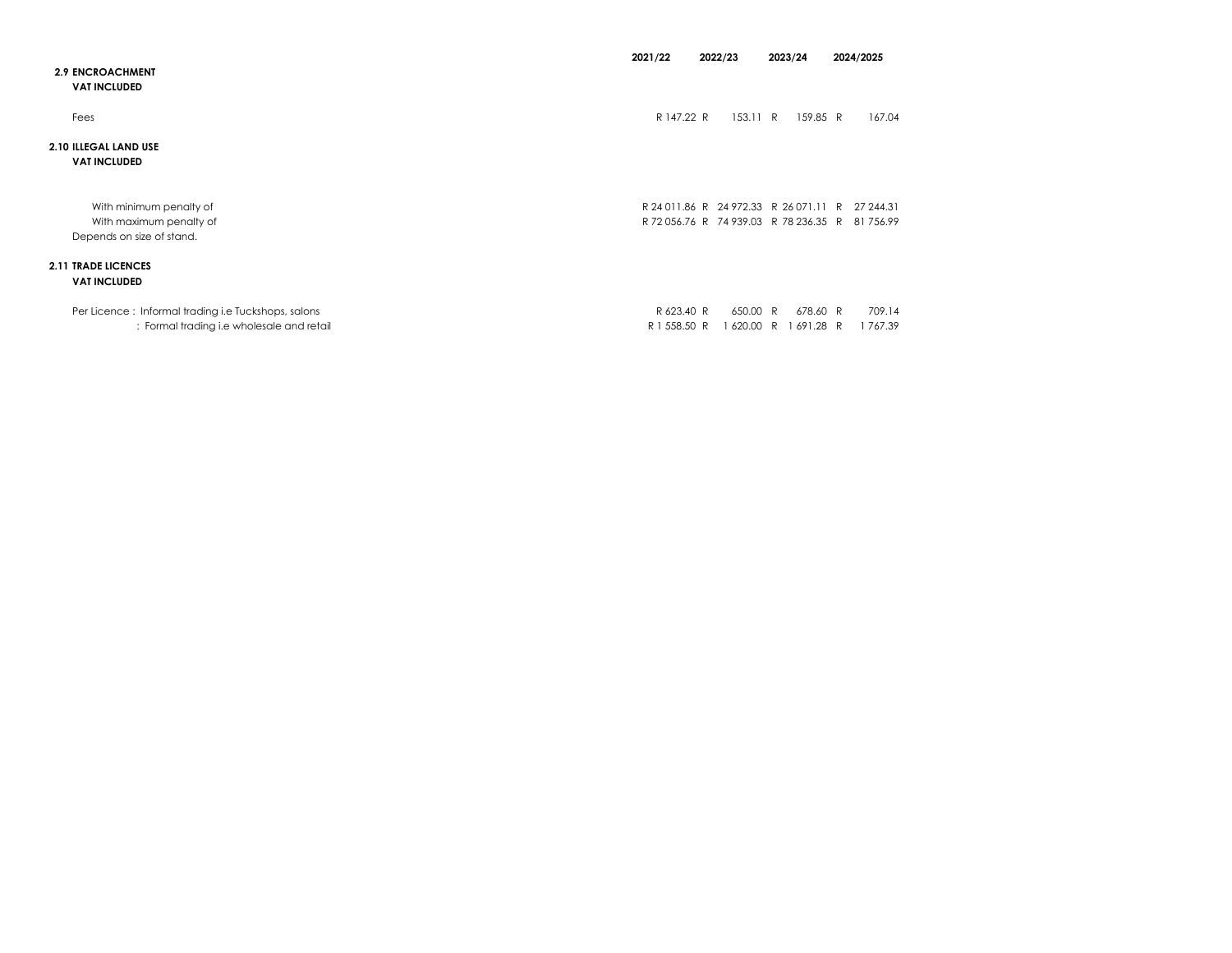| | 2021/22 | 2022/23 | 2023/24 | 2024/2025 |
|---|---|---|---|---|
| **2.9 ENCROACHMENT** | | | | |
| **VAT INCLUDED** | | | | |
| Fees | R 147.22 | R 153.11 | R 159.85 | R 167.04 |
| **2.10 ILLEGAL LAND USE** | | | | |
| **VAT INCLUDED** | | | | |
| With minimum penalty of | R 24 011.86 | R 24 972.33 | R 26 071.11 | R 27 244.31 |
| With maximum penalty of | R 72 056.76 | R 74 939.03 | R 78 236.35 | R 81 756.99 |
| Depends on size of stand. | | | | |
| **2.11 TRADE LICENCES** | | | | |
| **VAT INCLUDED** | | | | |
| Per Licence : Informal trading i.e Tuckshops, salons | R 623.40 | R 650.00 | R 678.60 | R 709.14 |
| : Formal trading i.e wholesale and retail | R 1 558.50 | R 1 620.00 | R 1 691.28 | R 1 767.39 |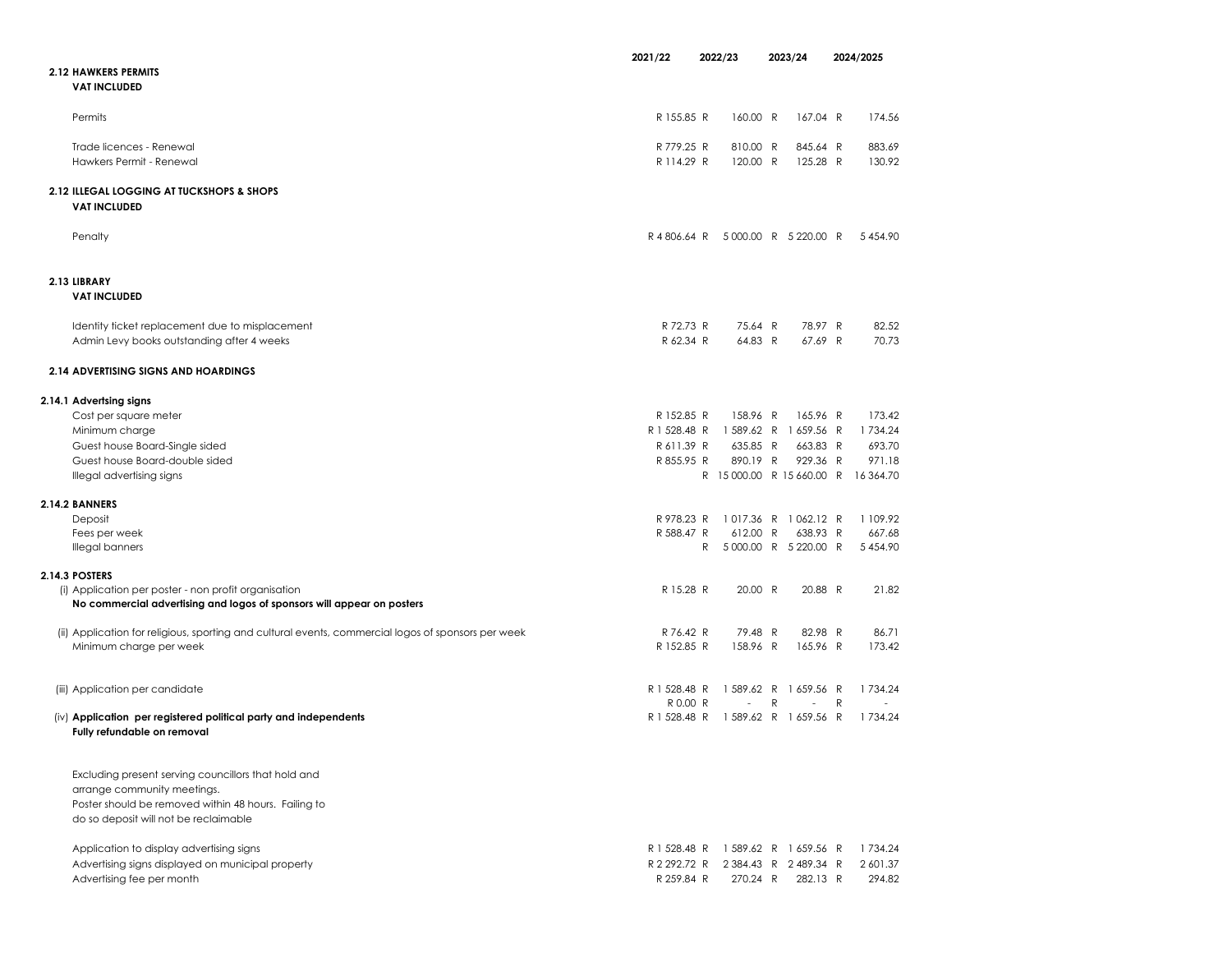| | 2021/22 | 2022/23 | 2023/24 | 2024/2025 |
|---|---|---|---|---|
| **2.12 HAWKERS PERMITS** | | | | |
| **VAT INCLUDED** | | | | |
| Permits | R 155.85 | R 160.00 | R 167.04 | R 174.56 |
| Trade licences - Renewal | R 779.25 | R 810.00 | R 845.64 | R 883.69 |
| Hawkers Permit - Renewal | R 114.29 | R 120.00 | R 125.28 | R 130.92 |
| **2.12 ILLEGAL LOGGING AT TUCKSHOPS & SHOPS** | | | | |
| **VAT INCLUDED** | | | | |
| Penalty | R 4 806.64 | R 5 000.00 | R 5 220.00 | R 5 454.90 |
| **2.13 LIBRARY** | | | | |
| **VAT INCLUDED** | | | | |
| Identity ticket replacement due to misplacement | R 72.73 | R 75.64 | R 78.97 | R 82.52 |
| Admin Levy books outstanding after 4 weeks | R 62.34 | R 64.83 | R 67.69 | R 70.73 |
| **2.14 ADVERTISING SIGNS AND HOARDINGS** | | | | |
| **2.14.1 Advertsing signs** | | | | |
| Cost per square meter | R 152.85 | R 158.96 | R 165.96 | R 173.42 |
| Minimum charge | R 1 528.48 | R 1 589.62 | R 1 659.56 | R 1 734.24 |
| Guest house Board-Single sided | R 611.39 | R 635.85 | R 663.83 | R 693.70 |
| Guest house Board-double sided | R 855.95 | R 890.19 | R 929.36 | R 971.18 |
| Illegal advertising signs | | R 15 000.00 | R 15 660.00 | R 16 364.70 |
| **2.14.2 BANNERS** | | | | |
| Deposit | R 978.23 | R 1 017.36 | R 1 062.12 | R 1 109.92 |
| Fees per week | R 588.47 | R 612.00 | R 638.93 | R 667.68 |
| Illegal banners | | R 5 000.00 | R 5 220.00 | R 5 454.90 |
| **2.14.3 POSTERS** | | | | |
| (i) Application per poster - non profit organisation | R 15.28 | R 20.00 | R 20.88 | R 21.82 |
| **No commercial advertising and logos of sponsors will appear on posters** | | | | |
| (ii) Application for religious, sporting and cultural events, commercial logos of sponsors per week | R 76.42 | R 79.48 | R 82.98 | R 86.71 |
| Minimum charge per week | R 152.85 | R 158.96 | R 165.96 | R 173.42 |
| (iii) Application per candidate | R 1 528.48 | R 1 589.62 | R 1 659.56 | R 1 734.24 |
| | R 0.00 | R - | R - | R - |
| (iv) **Application per registered political party and independents** | R 1 528.48 | R 1 589.62 | R 1 659.56 | R 1 734.24 |
| **Fully refundable on removal** | | | | |
| Excluding present serving councillors that hold and arrange community meetings. Poster should be removed within 48 hours. Failing to do so deposit will not be reclaimable | | | | |
| Application to display advertising signs | R 1 528.48 | R 1 589.62 | R 1 659.56 | R 1 734.24 |
| Advertising signs displayed on municipal property | R 2 292.72 | R 2 384.43 | R 2 489.34 | R 2 601.37 |
| Advertising fee per month | R 259.84 | R 270.24 | R 282.13 | R 294.82 |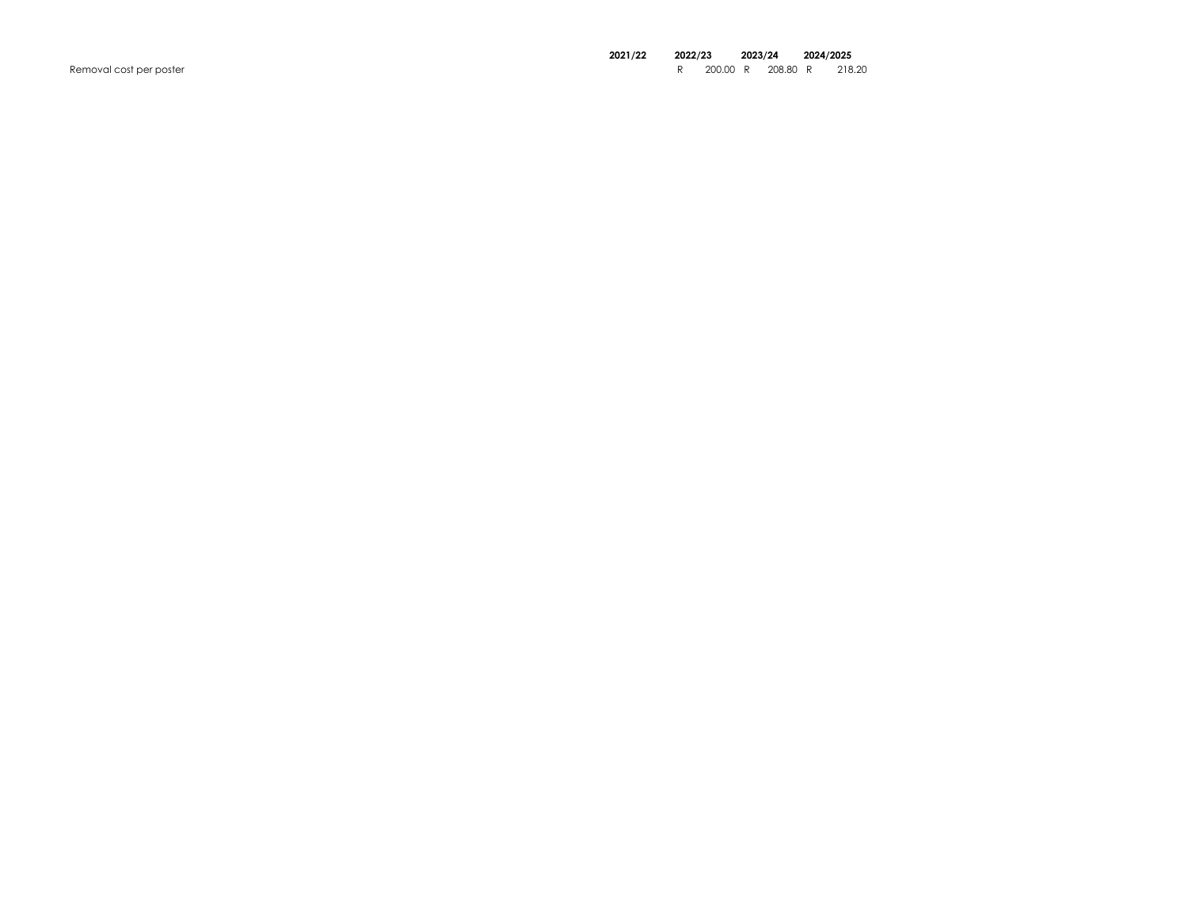| | 2021/22 | 2022/23 | 2023/24 | 2024/2025 |
|---|---|---|---|---|
| Removal cost per poster | | R 200.00 | R 208.80 | R 218.20 |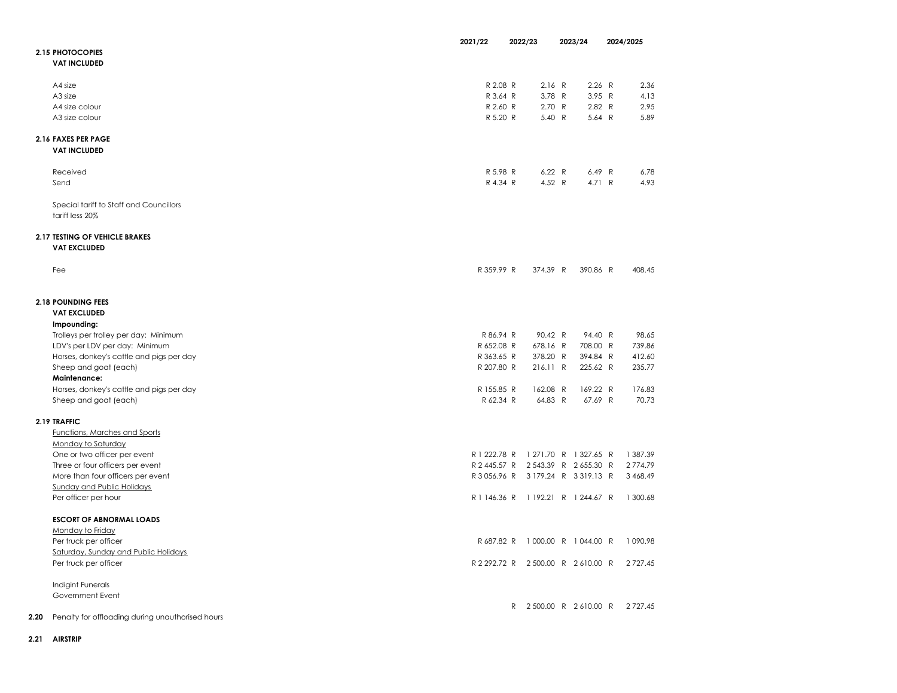| | 2021/22 | 2022/23 | 2023/24 | 2024/2025 |
|---|---|---|---|---|
| **2.15 PHOTOCOPIES** | | | | |
| **VAT INCLUDED** | | | | |
| A4 size | R 2.08 | R 2.16 | R 2.26 | R 2.36 |
| A3 size | R 3.64 | R 3.78 | R 3.95 | R 4.13 |
| A4 size colour | R 2.60 | R 2.70 | R 2.82 | R 2.95 |
| A3 size colour | R 5.20 | R 5.40 | R 5.64 | R 5.89 |
| **2.16 FAXES PER PAGE** | | | | |
| **VAT INCLUDED** | | | | |
| Received | R 5.98 | R 6.22 | R 6.49 | R 6.78 |
| Send | R 4.34 | R 4.52 | R 4.71 | R 4.93 |
| Special tariff to Staff and Councillors tariff less 20% | | | | |
| **2.17 TESTING OF VEHICLE BRAKES** | | | | |
| **VAT EXCLUDED** | | | | |
| Fee | R 359.99 | R 374.39 | R 390.86 | R 408.45 |
| **2.18 POUNDING FEES** | | | | |
| **VAT EXCLUDED** | | | | |
| **Impounding:** | | | | |
| Trolleys per trolley per day: Minimum | R 86.94 | R 90.42 | R 94.40 | R 98.65 |
| LDV's per LDV per day: Minimum | R 652.08 | R 678.16 | R 708.00 | R 739.86 |
| Horses, donkey's cattle and pigs per day | R 363.65 | R 378.20 | R 394.84 | R 412.60 |
| Sheep and goat (each) | R 207.80 | R 216.11 | R 225.62 | R 235.77 |
| **Maintenance:** | | | | |
| Horses, donkey's cattle and pigs per day | R 155.85 | R 162.08 | R 169.22 | R 176.83 |
| Sheep and goat (each) | R 62.34 | R 64.83 | R 67.69 | R 70.73 |
| **2.19 TRAFFIC** | | | | |
| Functions, Marches and Sports | | | | |
| Monday to Saturday | | | | |
| One or two officer per event | R 1 222.78 | R 1 271.70 | R 1 327.65 | R 1 387.39 |
| Three or four officers per event | R 2 445.57 | R 2 543.39 | R 2 655.30 | R 2 774.79 |
| More than four officers per event | R 3 056.96 | R 3 179.24 | R 3 319.13 | R 3 468.49 |
| Sunday and Public Holidays | | | | |
| Per officer per hour | R 1 146.36 | R 1 192.21 | R 1 244.67 | R 1 300.68 |
| **ESCORT OF ABNORMAL LOADS** | | | | |
| Monday to Friday | | | | |
| Per truck per officer | R 687.82 | R 1 000.00 | R 1 044.00 | R 1 090.98 |
| Saturday, Sunday and Public Holidays | | | | |
| Per truck per officer | R 2 292.72 | R 2 500.00 | R 2 610.00 | R 2 727.45 |
| Indigint Funerals | | | | |
| Government Event | | | | |
| **2.20** Penalty for offloading during unauthorised hours | | R 2 500.00 | R 2 610.00 | R 2 727.45 |
| **2.21 AIRSTRIP** | | | | |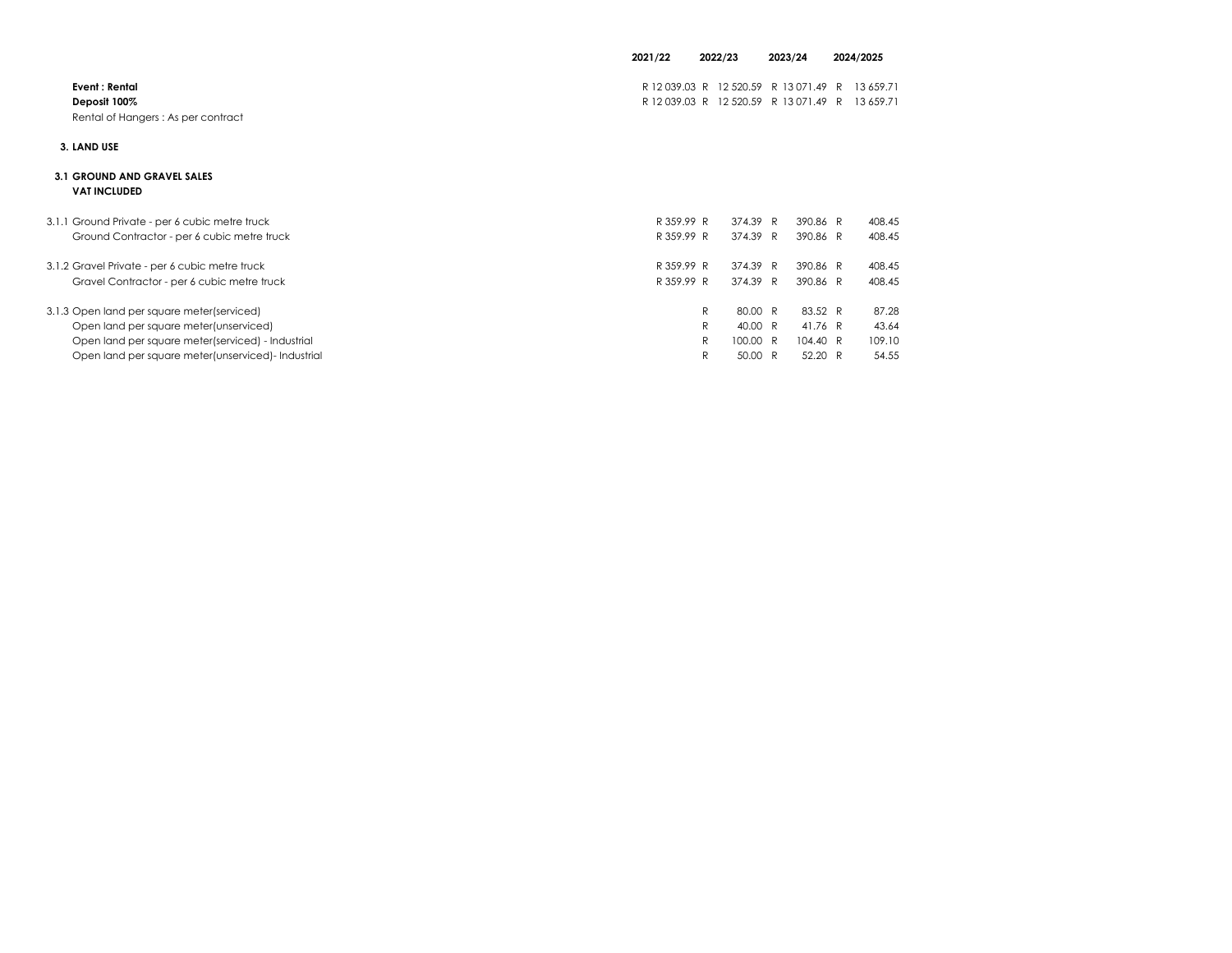| | 2021/22 | 2022/23 | 2023/24 | 2024/2025 |
|---|---|---|---|---|
| **Event : Rental** | R 12 039.03 | R 12 520.59 | R 13 071.49 | R 13 659.71 |
| **Deposit 100%** | R 12 039.03 | R 12 520.59 | R 13 071.49 | R 13 659.71 |
| Rental of Hangers : As per contract | | | | |
| **3. LAND USE** | | | | |
| **3.1 GROUND AND GRAVEL SALES** | | | | |
| **VAT INCLUDED** | | | | |
| 3.1.1 Ground Private - per 6 cubic metre truck | R 359.99 | R 374.39 | R 390.86 | R 408.45 |
| Ground Contractor - per 6 cubic metre truck | R 359.99 | R 374.39 | R 390.86 | R 408.45 |
| 3.1.2 Gravel Private - per 6 cubic metre truck | R 359.99 | R 374.39 | R 390.86 | R 408.45 |
| Gravel Contractor - per 6 cubic metre truck | R 359.99 | R 374.39 | R 390.86 | R 408.45 |
| 3.1.3 Open land per square meter(serviced) | | R 80.00 | R 83.52 | R 87.28 |
| Open land per square meter(unserviced) | | R 40.00 | R 41.76 | R 43.64 |
| Open land per square meter(serviced) - Industrial | | R 100.00 | R 104.40 | R 109.10 |
| Open land per square meter(unserviced)- Industrial | | R 50.00 | R 52.20 | R 54.55 |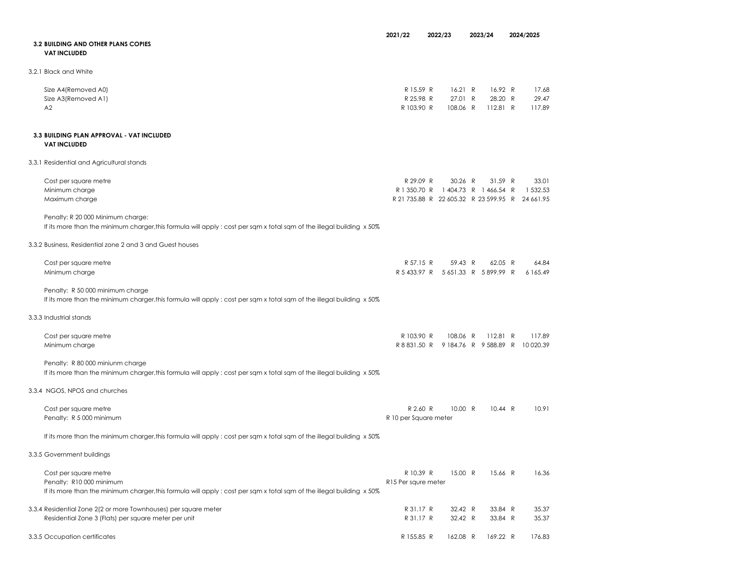| | 2021/22 | 2022/23 | 2023/24 | 2024/2025 |
|---|---|---|---|---|
| **3.2 BUILDING AND OTHER PLANS COPIES** | | | | |
| **VAT INCLUDED** | | | | |
| 3.2.1 Black and White | | | | |
| Size A4(Removed A0) | R 15.59 | R 16.21 | R 16.92 | R 17.68 |
| Size A3(Removed A1) | R 25.98 | R 27.01 | R 28.20 | R 29.47 |
| A2 | R 103.90 | R 108.06 | R 112.81 | R 117.89 |
| **3.3 BUILDING PLAN APPROVAL - VAT INCLUDED** | | | | |
| **VAT INCLUDED** | | | | |
| 3.3.1 Residential and Agricultural stands | | | | |
| Cost per square metre | R 29.09 | R 30.26 | R 31.59 | R 33.01 |
| Minimum charge | R 1 350.70 | R 1 404.73 | R 1 466.54 | R 1 532.53 |
| Maximum charge | R 21 735.88 | R 22 605.32 | R 23 599.95 | R 24 661.95 |
| Penalty: R 20 000 Minimum charge: | | | | |
| If its more than the minimum charger,this formula will apply : cost per sqm x total sqm of the illegal building x 50% | | | | |
| 3.3.2 Business, Residential zone 2 and 3 and Guest houses | | | | |
| Cost per square metre | R 57.15 | R 59.43 | R 62.05 | R 64.84 |
| Minimum charge | R 5 433.97 | R 5 651.33 | R 5 899.99 | R 6 165.49 |
| Penalty: R 50 000 minimum charge | | | | |
| If its more than the minimum charger,this formula will apply : cost per sqm x total sqm of the illegal building x 50% | | | | |
| 3.3.3 Industrial stands | | | | |
| Cost per square metre | R 103.90 | R 108.06 | R 112.81 | R 117.89 |
| Minimum charge | R 8 831.50 | R 9 184.76 | R 9 588.89 | R 10 020.39 |
| Penalty: R 80 000 miniunm charge | | | | |
| If its more than the minimum charger,this formula will apply : cost per sqm x total sqm of the illegal building x 50% | | | | |
| 3.3.4 NGOS, NPOS and churches | | | | |
| Cost per square metre | R 2.60 | R 10.00 | R 10.44 | R 10.91 |
| Penalty: R 5 000 minimum | R 10 per Square meter | | | |
| If its more than the minimum charger,this formula will apply : cost per sqm x total sqm of the illegal building x 50% | | | | |
| 3.3.5 Government buildings | | | | |
| Cost per square metre | R 10.39 | R 15.00 | R 15.66 | R 16.36 |
| Penalty: R10 000 minimum | R15 Per squre meter | | | |
| If its more than the minimum charger,this formula will apply : cost per sqm x total sqm of the illegal building x 50% | | | | |
| 3.3.4 Residential Zone 2(2 or more Townhouses) per square meter | R 31.17 | R 32.42 | R 33.84 | R 35.37 |
| Residential Zone 3 (Flats) per square meter per unit | R 31.17 | R 32.42 | R 33.84 | R 35.37 |
| 3.3.5 Occupation certificates | R 155.85 | R 162.08 | R 169.22 | R 176.83 |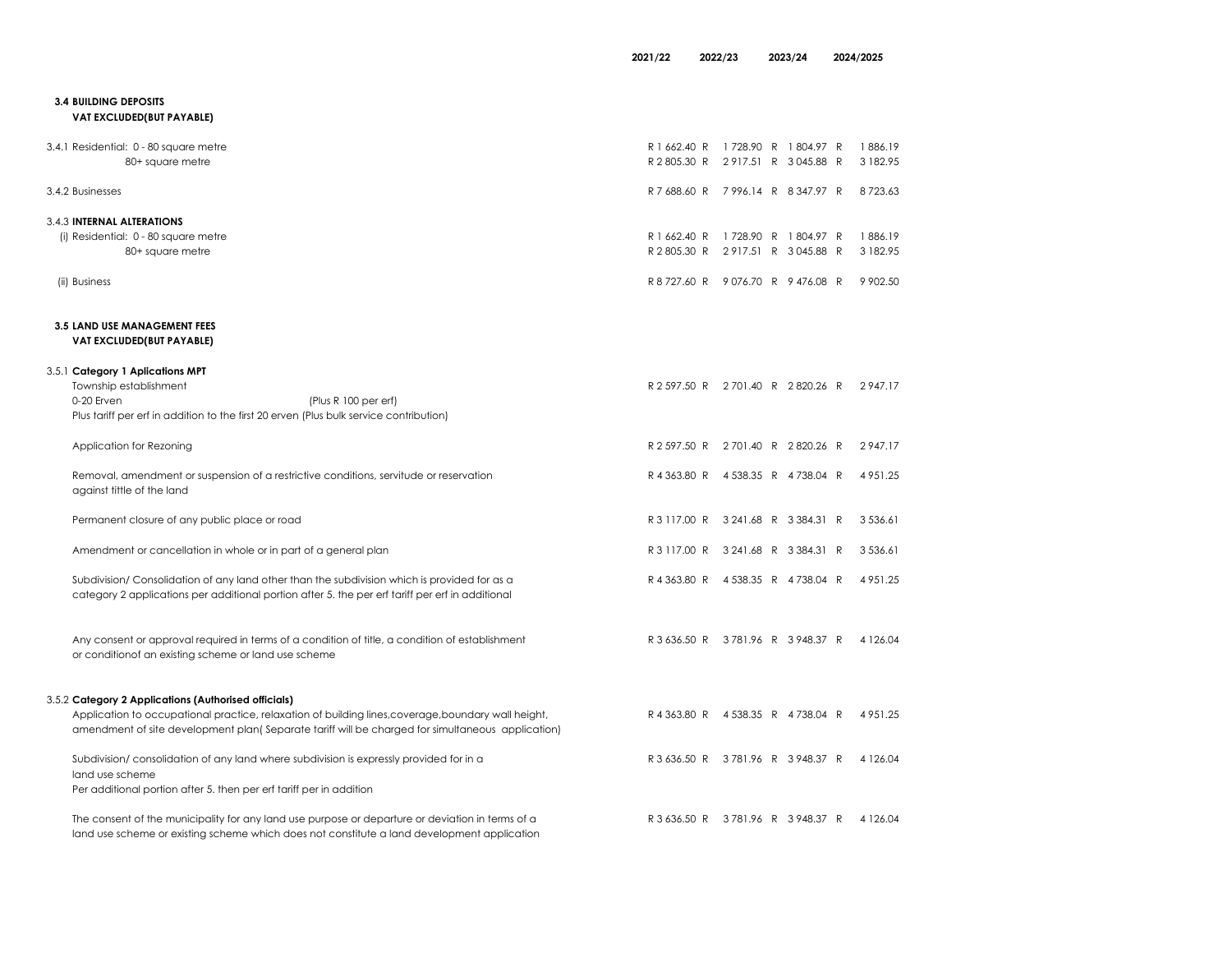| | 2021/22 | 2022/23 | 2023/24 | 2024/2025 |
|---|---|---|---|---|
| **3.4 BUILDING DEPOSITS** | | | | |
| **VAT EXCLUDED(BUT PAYABLE)** | | | | |
| 3.4.1 Residential: 0 - 80 square metre | R 1 662.40 | R 1 728.90 | R 1 804.97 | R 1 886.19 |
| 80+ square metre | R 2 805.30 | R 2 917.51 | R 3 045.88 | R 3 182.95 |
| 3.4.2 Businesses | R 7 688.60 | R 7 996.14 | R 8 347.97 | R 8 723.63 |
| 3.4.3 **INTERNAL ALTERATIONS** | | | | |
| (i) Residential: 0 - 80 square metre | R 1 662.40 | R 1 728.90 | R 1 804.97 | R 1 886.19 |
| 80+ square metre | R 2 805.30 | R 2 917.51 | R 3 045.88 | R 3 182.95 |
| (ii) Business | R 8 727.60 | R 9 076.70 | R 9 476.08 | R 9 902.50 |
| **3.5 LAND USE MANAGEMENT FEES** | | | | |
| **VAT EXCLUDED(BUT PAYABLE)** | | | | |
| 3.5.1 **Category 1 Aplications MPT** | | | | |
| Township establishment<br>0-20 Erven (Plus R 100 per erf)<br>Plus tariff per erf in addition to the first 20 erven (Plus bulk service contribution) | R 2 597.50 | R 2 701.40 | R 2 820.26 | R 2 947.17 |
| Application for Rezoning | R 2 597.50 | R 2 701.40 | R 2 820.26 | R 2 947.17 |
| Removal, amendment or suspension of a restrictive conditions, servitude or reservation against tittle of the land | R 4 363.80 | R 4 538.35 | R 4 738.04 | R 4 951.25 |
| Permanent closure of any public place or road | R 3 117.00 | R 3 241.68 | R 3 384.31 | R 3 536.61 |
| Amendment or cancellation in whole or in part of a general plan | R 3 117.00 | R 3 241.68 | R 3 384.31 | R 3 536.61 |
| Subdivision/ Consolidation of any land other than the subdivision which is provided for as a category 2 applications per additional portion after 5. the per erf tariff per erf in additional | R 4 363.80 | R 4 538.35 | R 4 738.04 | R 4 951.25 |
| Any consent or approval required in terms of a condition of title, a condition of establishment or conditionof an existing scheme or land use scheme | R 3 636.50 | R 3 781.96 | R 3 948.37 | R 4 126.04 |
| 3.5.2 **Category 2 Applications (Authorised officials)** | | | | |
| Application to occupational practice, relaxation of building lines,coverage,boundary wall height, amendment of site development plan( Separate tariff will be charged for simultaneous application) | R 4 363.80 | R 4 538.35 | R 4 738.04 | R 4 951.25 |
| Subdivision/ consolidation of any land where subdivision is expressly provided for in a land use scheme<br>Per additional portion after 5. then per erf tariff per in addition | R 3 636.50 | R 3 781.96 | R 3 948.37 | R 4 126.04 |
| The consent of the municipality for any land use purpose or departure or deviation in terms of a land use scheme or existing scheme which does not constitute a land development application | R 3 636.50 | R 3 781.96 | R 3 948.37 | R 4 126.04 |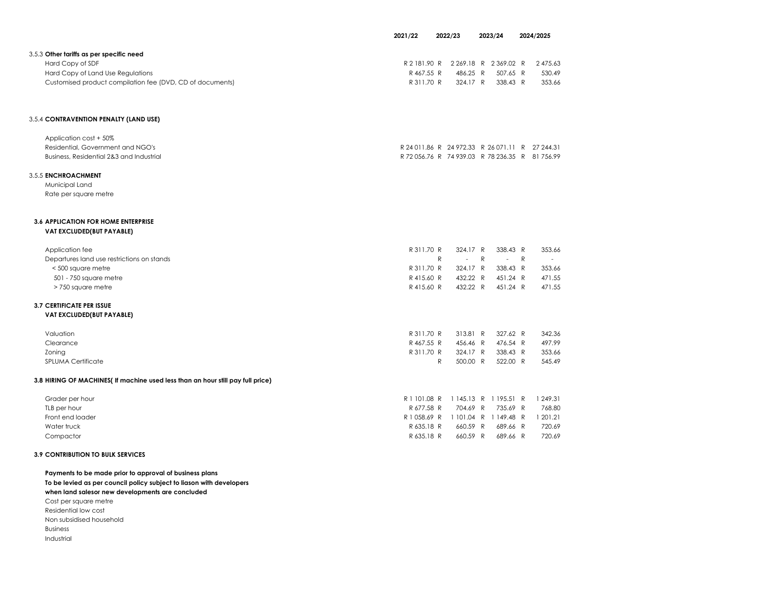| | 2021/22 | 2022/23 | 2023/24 | 2024/2025 |
|---|---|---|---|---|
| 3.5.3 **Other tariffs as per specific need** | | | | |
| Hard Copy of SDF | R 2 181.90 | R 2 269.18 | R 2 369.02 | R 2 475.63 |
| Hard Copy of Land Use Regulations | R 467.55 | R 486.25 | R 507.65 | R 530.49 |
| Customised product compilation fee (DVD, CD of documents) | R 311.70 | R 324.17 | R 338.43 | R 353.66 |
| 3.5.4 **CONTRAVENTION PENALTY (LAND USE)** | | | | |
| Application cost + 50% | | | | |
| Residential, Government and NGO's | R 24 011.86 | R 24 972.33 | R 26 071.11 | R 27 244.31 |
| Business, Residential 2&3 and Industrial | R 72 056.76 | R 74 939.03 | R 78 236.35 | R 81 756.99 |
| 3.5.5 **ENCHROACHMENT** | | | | |
| Municipal Land | | | | |
| Rate per square metre | | | | |
| **3.6 APPLICATION FOR HOME ENTERPRISE** | | | | |
| **VAT EXCLUDED(BUT PAYABLE)** | | | | |
| Application fee | R 311.70 | R 324.17 | R 338.43 | R 353.66 |
| Departures land use restrictions on stands | | R - | R - | R - |
| < 500 square metre | R 311.70 | R 324.17 | R 338.43 | R 353.66 |
| 501 - 750 square metre | R 415.60 | R 432.22 | R 451.24 | R 471.55 |
| > 750 square metre | R 415.60 | R 432.22 | R 451.24 | R 471.55 |
| **3.7 CERTIFICATE PER ISSUE** | | | | |
| **VAT EXCLUDED(BUT PAYABLE)** | | | | |
| Valuation | R 311.70 | R 313.81 | R 327.62 | R 342.36 |
| Clearance | R 467.55 | R 456.46 | R 476.54 | R 497.99 |
| Zoning | R 311.70 | R 324.17 | R 338.43 | R 353.66 |
| SPLUMA Certificate | | R 500.00 | R 522.00 | R 545.49 |
| **3.8 HIRING OF MACHINES( If machine used less than an hour still pay full price)** | | | | |
| Grader per hour | R 1 101.08 | R 1 145.13 | R 1 195.51 | R 1 249.31 |
| TLB per hour | R 677.58 | R 704.69 | R 735.69 | R 768.80 |
| Front end loader | R 1 058.69 | R 1 101.04 | R 1 149.48 | R 1 201.21 |
| Water truck | R 635.18 | R 660.59 | R 689.66 | R 720.69 |
| Compactor | R 635.18 | R 660.59 | R 689.66 | R 720.69 |
| **3.9 CONTRIBUTION TO BULK SERVICES** | | | | |
| **Payments to be made prior to approval of business plans** | | | | |
| **To be levied as per council policy subject to liason with developers** | | | | |
| **when land salesor new developments are concluded** | | | | |
| Cost per square metre | | | | |
| Residential low cost | | | | |
| Non subsidised household | | | | |
| Business | | | | |
| Industrial | | | | |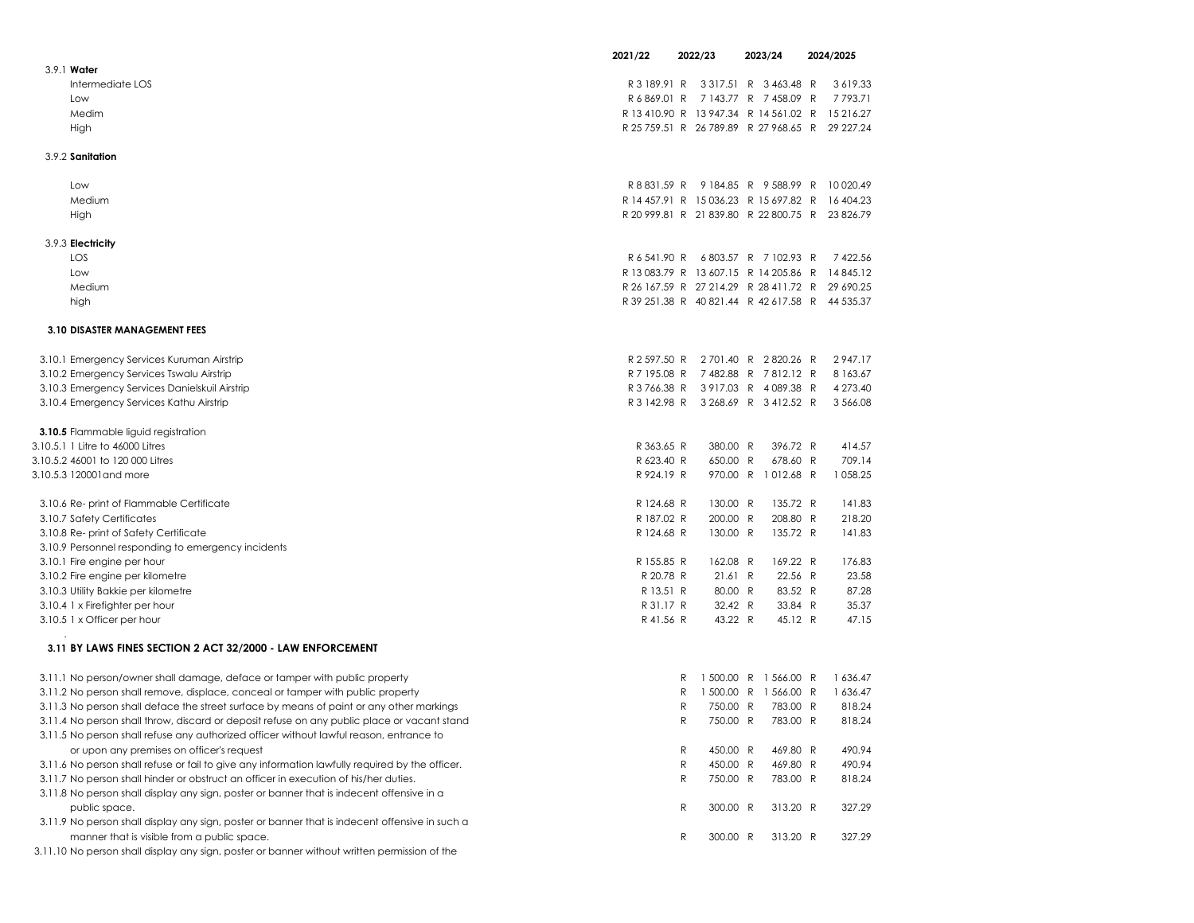| | 2021/22 | 2022/23 | 2023/24 | 2024/2025 |
|---|---|---|---|---|
| 3.9.1 **Water** | | | | |
| Intermediate LOS | R 3 189.91 | R 3 317.51 | R 3 463.48 | R 3 619.33 |
| Low | R 6 869.01 | R 7 143.77 | R 7 458.09 | R 7 793.71 |
| Medim | R 13 410.90 | R 13 947.34 | R 14 561.02 | R 15 216.27 |
| High | R 25 759.51 | R 26 789.89 | R 27 968.65 | R 29 227.24 |
| 3.9.2 **Sanitation** | | | | |
| Low | R 8 831.59 | R 9 184.85 | R 9 588.99 | R 10 020.49 |
| Medium | R 14 457.91 | R 15 036.23 | R 15 697.82 | R 16 404.23 |
| High | R 20 999.81 | R 21 839.80 | R 22 800.75 | R 23 826.79 |
| 3.9.3 **Electricity** | | | | |
| LOS | R 6 541.90 | R 6 803.57 | R 7 102.93 | R 7 422.56 |
| Low | R 13 083.79 | R 13 607.15 | R 14 205.86 | R 14 845.12 |
| Medium | R 26 167.59 | R 27 214.29 | R 28 411.72 | R 29 690.25 |
| high | R 39 251.38 | R 40 821.44 | R 42 617.58 | R 44 535.37 |
| **3.10 DISASTER MANAGEMENT FEES** | | | | |
| 3.10.1 Emergency Services Kuruman Airstrip | R 2 597.50 | R 2 701.40 | R 2 820.26 | R 2 947.17 |
| 3.10.2 Emergency Services Tswalu Airstrip | R 7 195.08 | R 7 482.88 | R 7 812.12 | R 8 163.67 |
| 3.10.3 Emergency Services Danielskuil Airstrip | R 3 766.38 | R 3 917.03 | R 4 089.38 | R 4 273.40 |
| 3.10.4 Emergency Services Kathu Airstrip | R 3 142.98 | R 3 268.69 | R 3 412.52 | R 3 566.08 |
| **3.10.5** Flammable liguid registration | | | | |
| 3.10.5.1 1 Litre to 46000 Litres | R 363.65 | R 380.00 | R 396.72 | R 414.57 |
| 3.10.5.2 46001 to 120 000 Litres | R 623.40 | R 650.00 | R 678.60 | R 709.14 |
| 3.10.5.3 120001and more | R 924.19 | R 970.00 | R 1 012.68 | R 1 058.25 |
| 3.10.6 Re- print of Flammable Certificate | R 124.68 | R 130.00 | R 135.72 | R 141.83 |
| 3.10.7 Safety Certificates | R 187.02 | R 200.00 | R 208.80 | R 218.20 |
| 3.10.8 Re- print of Safety Certificate | R 124.68 | R 130.00 | R 135.72 | R 141.83 |
| 3.10.9 Personnel responding to emergency incidents | | | | |
| 3.10.1 Fire engine per hour | R 155.85 | R 162.08 | R 169.22 | R 176.83 |
| 3.10.2 Fire engine per kilometre | R 20.78 | R 21.61 | R 22.56 | R 23.58 |
| 3.10.3 Utility Bakkie per kilometre | R 13.51 | R 80.00 | R 83.52 | R 87.28 |
| 3.10.4 1 x Firefighter per hour | R 31.17 | R 32.42 | R 33.84 | R 35.37 |
| 3.10.5 1 x Officer per hour | R 41.56 | R 43.22 | R 45.12 | R 47.15 |
| **3.11 BY LAWS FINES SECTION 2 ACT 32/2000 - LAW ENFORCEMENT** | | | | |
| 3.11.1 No person/owner shall damage, deface or tamper with public property | | R 1 500.00 | R 1 566.00 | R 1 636.47 |
| 3.11.2 No person shall remove, displace, conceal or tamper with public property | | R 1 500.00 | R 1 566.00 | R 1 636.47 |
| 3.11.3 No person shall deface the street surface by means of paint or any other markings | | R 750.00 | R 783.00 | R 818.24 |
| 3.11.4 No person shall throw, discard or deposit refuse on any public place or vacant stand | | R 750.00 | R 783.00 | R 818.24 |
| 3.11.5 No person shall refuse any authorized officer without lawful reason, entrance to or upon any premises on officer's request | | R 450.00 | R 469.80 | R 490.94 |
| 3.11.6 No person shall refuse or fail to give any information lawfully required by the officer. | | R 450.00 | R 469.80 | R 490.94 |
| 3.11.7 No person shall hinder or obstruct an officer in execution of his/her duties. | | R 750.00 | R 783.00 | R 818.24 |
| 3.11.8 No person shall display any sign, poster or banner that is indecent offensive in a public space. | | R 300.00 | R 313.20 | R 327.29 |
| 3.11.9 No person shall display any sign, poster or banner that is indecent offensive in such a manner that is visible from a public space. | | R 300.00 | R 313.20 | R 327.29 |
| 3.11.10 No person shall display any sign, poster or banner without written permission of the | | | | |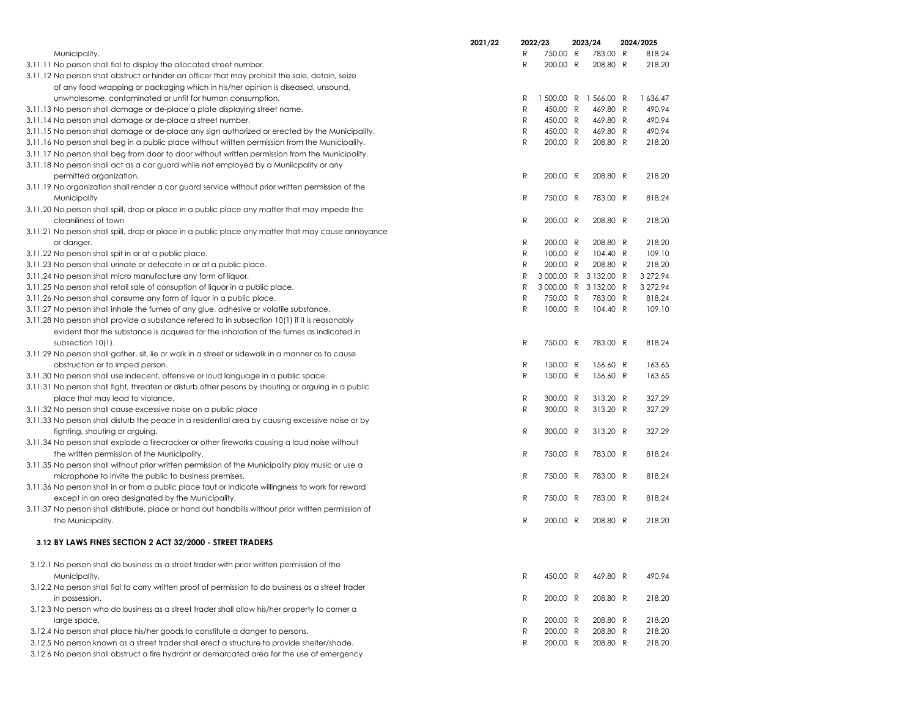| | 2021/22 | 2022/23 | 2023/24 | 2024/2025 |
|---|---|---|---|---|
| Municipality. | | R 750.00 | R 783.00 | R 818.24 |
| 3.11.11 No person shall fial to display the allocated street number. | | R 200.00 | R 208.80 | R 218.20 |
| 3.11.12 No person shall obstruct or hinder an officer that may prohibit the sale, detain, seize of any food wrapping or packaging which in his/her opinion is diseased, unsound, unwholesome, contaminated or unfit for human consumption. | | R 1 500.00 | R 1 566.00 | R 1 636.47 |
| 3.11.13 No person shall damage or de-place a plate displaying street name. | | R 450.00 | R 469.80 | R 490.94 |
| 3.11.14 No person shall damage or de-place a street number. | | R 450.00 | R 469.80 | R 490.94 |
| 3.11.15 No person shall damage or de-place any sign authorized or erected by the Municipality. | | R 450.00 | R 469.80 | R 490.94 |
| 3.11.16 No person shall beg in a public place without written permission from the Municipality. | | R 200.00 | R 208.80 | R 218.20 |
| 3.11.17 No person shall beg from door to door without written permission from the Municipality. | | | | |
| 3.11.18 No person shall act as a car guard while not employed by a Muniicpality or any permitted organization. | | R 200.00 | R 208.80 | R 218.20 |
| 3.11.19 No organization shall render a car guard service without prior written permission of the Municipality | | R 750.00 | R 783.00 | R 818.24 |
| 3.11.20 No person shall spill, drop or place in a public place any matter that may impede the cleaniliness of town | | R 200.00 | R 208.80 | R 218.20 |
| 3.11.21 No person shall spill, drop or place in a public place any matter that may cause annoyance or danger. | | R 200.00 | R 208.80 | R 218.20 |
| 3.11.22 No person shall spit in or at a public place. | | R 100.00 | R 104.40 | R 109.10 |
| 3.11.23 No person shall urinate or defecate in or at a public place. | | R 200.00 | R 208.80 | R 218.20 |
| 3.11.24 No person shall micro manufacture any form of liquor. | | R 3 000.00 | R 3 132.00 | R 3 272.94 |
| 3.11.25 No person shall retail sale of consuption of liquor in a public place. | | R 3 000.00 | R 3 132.00 | R 3 272.94 |
| 3.11.26 No person shall consume any form of liquor in a public place. | | R 750.00 | R 783.00 | R 818.24 |
| 3.11.27 No person shall inhale the fumes of any glue, adhesive or volatile substance. | | R 100.00 | R 104.40 | R 109.10 |
| 3.11.28 No person shall provide a substance refered to in subsection 10(1) if it is reasonably evident that the substance is acquired for the inhalation of the fumes as indicated in subsection 10(1). | | R 750.00 | R 783.00 | R 818.24 |
| 3.11.29 No person shall gather, sit, lie or walk in a street or sidewalk in a manner as to cause obstruction or to imped person. | | R 150.00 | R 156.60 | R 163.65 |
| 3.11.30 No person shall use indecent, offensive or loud language in a public space. | | R 150.00 | R 156.60 | R 163.65 |
| 3.11.31 No person shall fight, threaten or disturb other pesons by shouting or arguing in a public place that may lead to violance. | | R 300.00 | R 313.20 | R 327.29 |
| 3.11.32 No person shall cause excessive noise on a public place | | R 300.00 | R 313.20 | R 327.29 |
| 3.11.33 No person shall disturb the peace in a residential area by causing excessive noise or by fighting, shouting or arguing. | | R 300.00 | R 313.20 | R 327.29 |
| 3.11.34 No person shall explode a firecracker or other fireworks causing a loud noise without the written permission of the Municipality. | | R 750.00 | R 783.00 | R 818.24 |
| 3.11.35 No person shall without prior written permission of the Municipality play music or use a microphone to invite the public to business premises. | | R 750.00 | R 783.00 | R 818.24 |
| 3.11.36 No person shall in or from a public place taut or indicate willingness to work for reward except in an area designated by the Municipality. | | R 750.00 | R 783.00 | R 818.24 |
| 3.11.37 No person shall distribute, place or hand out handbills without prior written permission of the Municipality. | | R 200.00 | R 208.80 | R 218.20 |
| **3.12 BY LAWS FINES SECTION 2 ACT 32/2000 - STREET TRADERS** | | | | |
| 3.12.1 No person shall do business as a street trader with prior written permission of the Municipality. | | R 450.00 | R 469.80 | R 490.94 |
| 3.12.2 No person shall fial to carry written proof of permission to do business as a street trader in possession. | | R 200.00 | R 208.80 | R 218.20 |
| 3.12.3 No person who do business as a street trader shall allow his/her property to corner a large space. | | R 200.00 | R 208.80 | R 218.20 |
| 3.12.4 No person shall place his/her goods to constitute a danger to persons. | | R 200.00 | R 208.80 | R 218.20 |
| 3.12.5 No person known as a street trader shall erect a structure to provide shelter/shade. | | R 200.00 | R 208.80 | R 218.20 |
| 3.12.6 No person shall obstruct a fire hydrant or demarcated area for the use of emergency | | | | |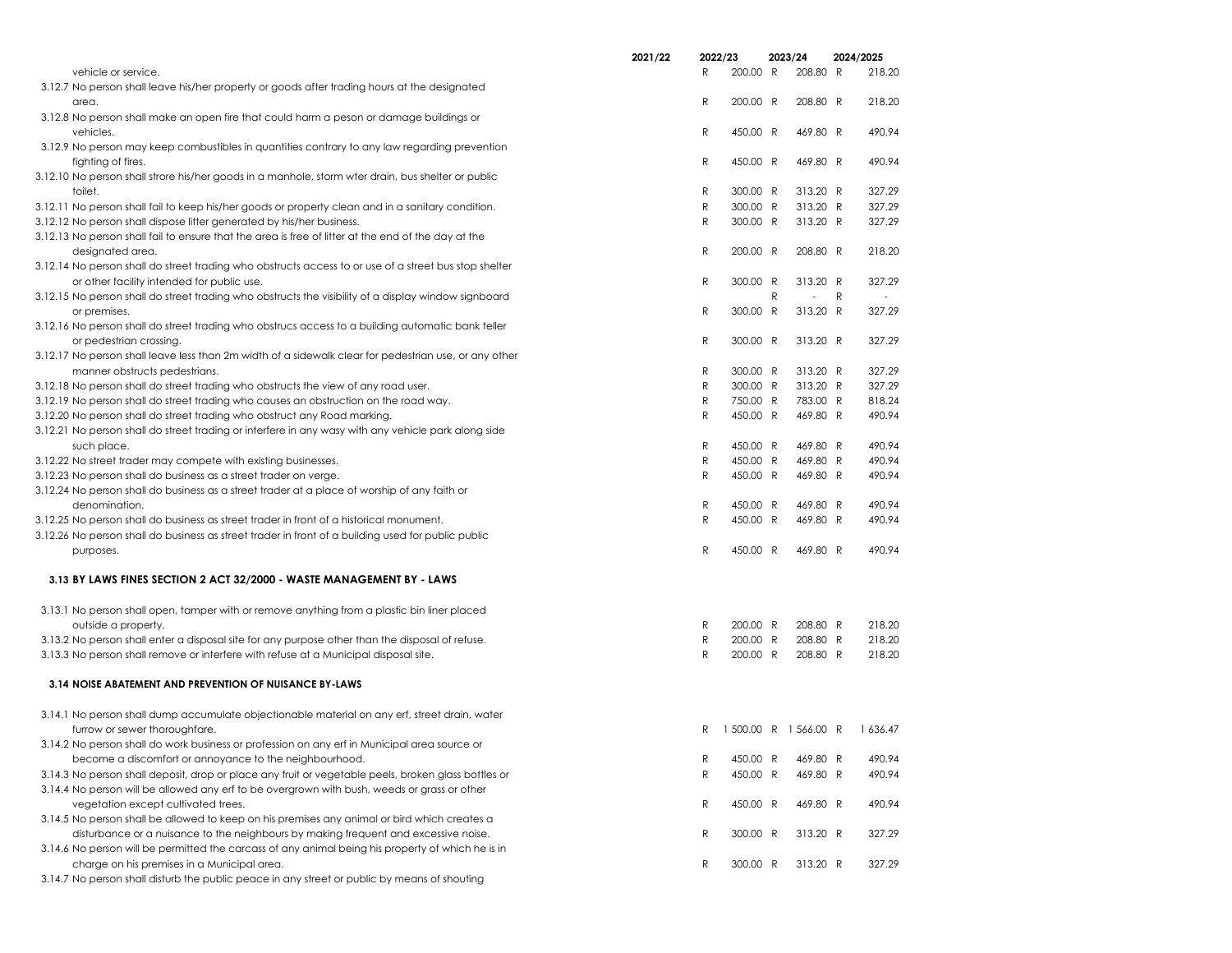| | 2021/22 | 2022/23 | 2023/24 | 2024/2025 |
|---|---|---|---|---|
| vehicle or service. | | R 200.00 | R 208.80 | R 218.20 |
| 3.12.7 No person shall leave his/her property or goods after trading hours at the designated area. | | R 200.00 | R 208.80 | R 218.20 |
| 3.12.8 No person shall make an open fire that could harm a peson or damage buildings or vehicles. | | R 450.00 | R 469.80 | R 490.94 |
| 3.12.9 No person may keep combustibles in quantities contrary to any law regarding prevention fighting of fires. | | R 450.00 | R 469.80 | R 490.94 |
| 3.12.10 No person shall strore his/her goods in a manhole, storm wter drain, bus shelter or public toilet. | | R 300.00 | R 313.20 | R 327.29 |
| 3.12.11 No person shall fail to keep his/her goods or property clean and in a sanitary condition. | | R 300.00 | R 313.20 | R 327.29 |
| 3.12.12 No person shall dispose litter generated by his/her business. | | R 300.00 | R 313.20 | R 327.29 |
| 3.12.13 No person shall fail to ensure that the area is free of litter at the end of the day at the designated area. | | R 200.00 | R 208.80 | R 218.20 |
| 3.12.14 No person shall do street trading who obstructs access to or use of a street bus stop shelter or other facility intended for public use. | | R 300.00 | R 313.20 | R 327.29 |
| | | | R - | R - |
| 3.12.15 No person shall do street trading who obstructs the visibility of a display window signboard or premises. | | R 300.00 | R 313.20 | R 327.29 |
| 3.12.16 No person shall do street trading who obstrucs access to a building automatic bank teller or pedestrian crossing. | | R 300.00 | R 313.20 | R 327.29 |
| 3.12.17 No person shall leave less than 2m width of a sidewalk clear for pedestrian use, or any other manner obstructs pedestrians. | | R 300.00 | R 313.20 | R 327.29 |
| 3.12.18 No person shall do street trading who obstructs the view of any road user. | | R 300.00 | R 313.20 | R 327.29 |
| 3.12.19 No person shall do street trading who causes an obstruction on the road way. | | R 750.00 | R 783.00 | R 818.24 |
| 3.12.20 No person shall do street trading who obstruct any Road marking. | | R 450.00 | R 469.80 | R 490.94 |
| 3.12.21 No person shall do street trading or interfere in any wasy with any vehicle park along side such place. | | R 450.00 | R 469.80 | R 490.94 |
| 3.12.22 No street trader may compete with existing businesses. | | R 450.00 | R 469.80 | R 490.94 |
| 3.12.23 No person shall do business as a street trader on verge. | | R 450.00 | R 469.80 | R 490.94 |
| 3.12.24 No person shall do business as a street trader at a place of worship of any faith or denomination. | | R 450.00 | R 469.80 | R 490.94 |
| 3.12.25 No person shall do business as street trader in front of a historical monument. | | R 450.00 | R 469.80 | R 490.94 |
| 3.12.26 No person shall do business as street trader in front of a building used for public public purposes. | | R 450.00 | R 469.80 | R 490.94 |
| **3.13 BY LAWS FINES SECTION 2 ACT 32/2000 - WASTE MANAGEMENT BY - LAWS** | | | | |
| 3.13.1 No person shall open, tamper with or remove anything from a plastic bin liner placed outside a property. | | R 200.00 | R 208.80 | R 218.20 |
| 3.13.2 No person shall enter a disposal site for any purpose other than the disposal of refuse. | | R 200.00 | R 208.80 | R 218.20 |
| 3.13.3 No person shall remove or interfere with refuse at a Municipal disposal site. | | R 200.00 | R 208.80 | R 218.20 |
| **3.14 NOISE ABATEMENT AND PREVENTION OF NUISANCE BY-LAWS** | | | | |
| 3.14.1 No person shall dump accumulate objectionable material on any erf, street drain, water furrow or sewer thoroughfare. | | R 1 500.00 | R 1 566.00 | R 1 636.47 |
| 3.14.2 No person shall do work business or profession on any erf in Municipal area source or become a discomfort or annoyance to the neighbourhood. | | R 450.00 | R 469.80 | R 490.94 |
| 3.14.3 No person shall deposit, drop or place any fruit or vegetable peels, broken glass bottles or | | R 450.00 | R 469.80 | R 490.94 |
| 3.14.4 No person will be allowed any erf to be overgrown with bush, weeds or grass or other vegetation except cultivated trees. | | R 450.00 | R 469.80 | R 490.94 |
| 3.14.5 No person shall be allowed to keep on his premises any animal or bird which creates a disturbance or a nuisance to the neighbours by making frequent and excessive noise. | | R 300.00 | R 313.20 | R 327.29 |
| 3.14.6 No person will be permitted the carcass of any animal being his property of which he is in charge on his premises in a Municipal area. | | R 300.00 | R 313.20 | R 327.29 |
| 3.14.7 No person shall disturb the public peace in any street or public by means of shouting | | | | |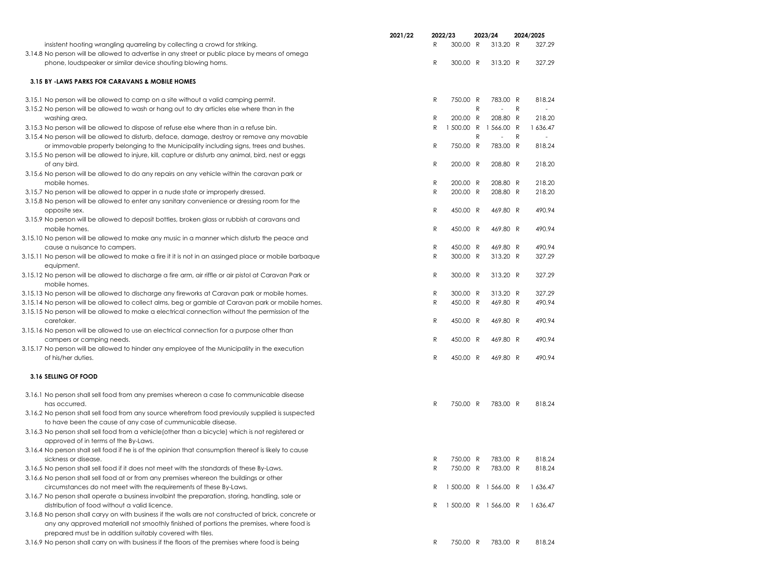| | 2021/22 | 2022/23 | 2023/24 | 2024/2025 |
|---|---|---|---|---|
| insistent hooting wrangling quarreling by collecting a crowd for striking. | | R 300.00 | R 313.20 | R 327.29 |
| 3.14.8 No person will be allowed to advertise in any street or public place by means of omega phone, loudspeaker or similar device shouting blowing horns. | | R 300.00 | R 313.20 | R 327.29 |
| **3.15 BY -LAWS PARKS FOR CARAVANS & MOBILE HOMES** | | | | |
| 3.15.1 No person will be allowed to camp on a site without a valid camping permit. | | R 750.00 | R 783.00 | R 818.24 |
| 3.15.2 No person will be allowed to wash or hang out to dry articles else where than in the | | | R - | R - |
| washing area. | | R 200.00 | R 208.80 | R 218.20 |
| 3.15.3 No person will be allowed to dispose of refuse else where than in a refuse bin. | | R 1 500.00 | R 1 566.00 | R 1 636.47 |
| 3.15.4 No person will be allowed to disturb, deface, damage, destroy or remove any movable | | | R - | R - |
| or immovable property belonging to the Municipality including signs, trees and bushes. | | R 750.00 | R 783.00 | R 818.24 |
| 3.15.5 No person will be allowed to injure, kill, capture or disturb any animal, bird, nest or eggs of any bird. | | R 200.00 | R 208.80 | R 218.20 |
| 3.15.6 No person will be allowed to do any repairs on any vehicle within the caravan park or mobile homes. | | R 200.00 | R 208.80 | R 218.20 |
| 3.15.7 No person will be allowed to apper in a nude state or improperly dressed. | | R 200.00 | R 208.80 | R 218.20 |
| 3.15.8 No person will be allowed to enter any sanitary convenience or dressing room for the opposite sex. | | R 450.00 | R 469.80 | R 490.94 |
| 3.15.9 No person will be allowed to deposit bottles, broken glass or rubbish at caravans and mobile homes. | | R 450.00 | R 469.80 | R 490.94 |
| 3.15.10 No person will be allowed to make any music in a manner which disturb the peace and cause a nuisance to campers. | | R 450.00 | R 469.80 | R 490.94 |
| 3.15.11 No person will be allowed to make a fire it it is not in an assinged place or mobile barbaque equipment. | | R 300.00 | R 313.20 | R 327.29 |
| 3.15.12 No person will be allowed to discharge a fire arm, air riffle or air pistol at Caravan Park or mobile homes. | | R 300.00 | R 313.20 | R 327.29 |
| 3.15.13 No person will be allowed to discharge any fireworks at Caravan park or mobile homes. | | R 300.00 | R 313.20 | R 327.29 |
| 3.15.14 No person will be allowed to collect alms, beg or gamble at Caravan park or mobile homes. | | R 450.00 | R 469.80 | R 490.94 |
| 3.15.15 No person will be allowed to make a electrical connection without the permission of the caretaker. | | R 450.00 | R 469.80 | R 490.94 |
| 3.15.16 No person will be allowed to use an electrical connection for a purpose other than campers or camping needs. | | R 450.00 | R 469.80 | R 490.94 |
| 3.15.17 No person will be allowed to hinder any employee of the Municipality in the execution of his/her duties. | | R 450.00 | R 469.80 | R 490.94 |
| **3.16 SELLING OF FOOD** | | | | |
| 3.16.1 No person shall sell food from any premises whereon a case fo communicable disease has occurred. | | R 750.00 | R 783.00 | R 818.24 |
| 3.16.2 No person shall sell food from any source wherefrom food previously supplied is suspected to have been the cause of any case of cummunicable disease. | | | | |
| 3.16.3 No person shall sell food from a vehicle(other than a bicycle) which is not registered or approved of in terms of the By-Laws. | | | | |
| 3.16.4 No person shall sell food if he is of the opinion that consumption thereof is likely to cause sickness or disease. | | R 750.00 | R 783.00 | R 818.24 |
| 3.16.5 No person shall sell food if it does not meet with the standards of these By-Laws. | | R 750.00 | R 783.00 | R 818.24 |
| 3.16.6 No person shall sell food at or from any premises whereon the buildings or other circumstances do not meet with the requirements of these By-Laws. | | R 1 500.00 | R 1 566.00 | R 1 636.47 |
| 3.16.7 No person shall operate a business involbint the preparation, storing, handling, sale or distribution of food without a valid licence. | | R 1 500.00 | R 1 566.00 | R 1 636.47 |
| 3.16.8 No person shall caryy on with business if the walls are not constructed of brick, concrete or any any approved materiall not smoothly finished of portions the premises, where food is prepared must be in addition suitably covered with tiles. | | | | |
| 3.16.9 No person shall carry on with business if the floors of the premises where food is being | | R 750.00 | R 783.00 | R 818.24 |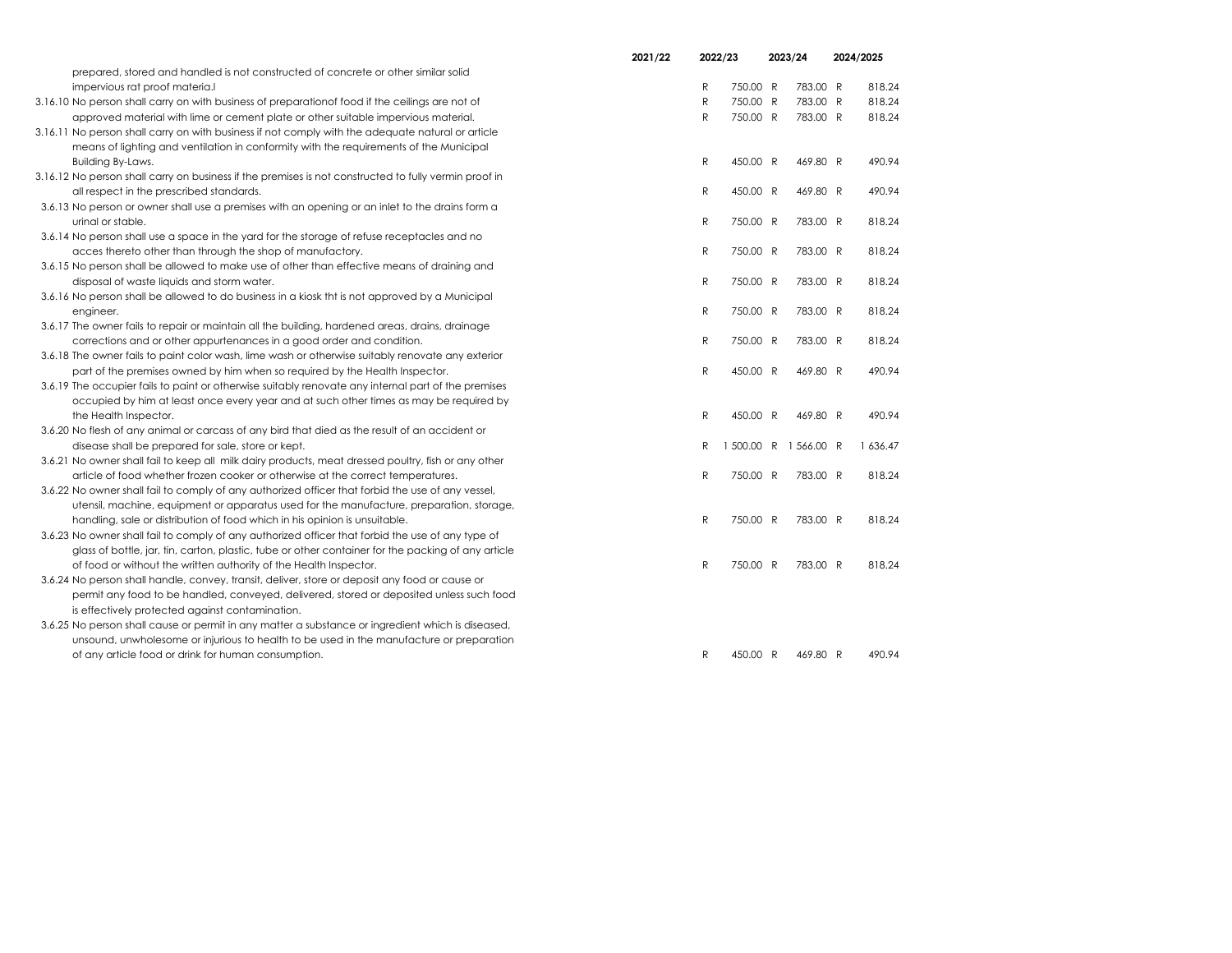| | 2021/22 | 2022/23 | 2023/24 | 2024/2025 |
|---|---|---|---|---|
| prepared, stored and handled is not constructed of concrete or other similar solid impervious rat proof materia.l | | R 750.00 | R 783.00 | R 818.24 |
| 3.16.10 No person shall carry on with business of preparationof food if the ceilings are not of | | R 750.00 | R 783.00 | R 818.24 |
| approved material with lime or cement plate or other suitable impervious material. | | R 750.00 | R 783.00 | R 818.24 |
| 3.16.11 No person shall carry on with business if not comply with the adequate natural or article means of lighting and ventilation in conformity with the requirements of the Municipal Building By-Laws. | | R 450.00 | R 469.80 | R 490.94 |
| 3.16.12 No person shall carry on business if the premises is not constructed to fully vermin proof in all respect in the prescribed standards. | | R 450.00 | R 469.80 | R 490.94 |
| 3.6.13 No person or owner shall use a premises with an opening or an inlet to the drains form a urinal or stable. | | R 750.00 | R 783.00 | R 818.24 |
| 3.6.14 No person shall use a space in the yard for the storage of refuse receptacles and no acces thereto other than through the shop of manufactory. | | R 750.00 | R 783.00 | R 818.24 |
| 3.6.15 No person shall be allowed to make use of other than effective means of draining and disposal of waste liquids and storm water. | | R 750.00 | R 783.00 | R 818.24 |
| 3.6.16 No person shall be allowed to do business in a kiosk tht is not approved by a Municipal engineer. | | R 750.00 | R 783.00 | R 818.24 |
| 3.6.17 The owner fails to repair or maintain all the building, hardened areas, drains, drainage corrections and or other appurtenances in a good order and condition. | | R 750.00 | R 783.00 | R 818.24 |
| 3.6.18 The owner fails to paint color wash, lime wash or otherwise suitably renovate any exterior part of the premises owned by him when so required by the Health Inspector. | | R 450.00 | R 469.80 | R 490.94 |
| 3.6.19 The occupier fails to paint or otherwise suitably renovate any internal part of the premises occupied by him at least once every year and at such other times as may be required by the Health Inspector. | | R 450.00 | R 469.80 | R 490.94 |
| 3.6.20 No flesh of any animal or carcass of any bird that died as the result of an accident or disease shall be prepared for sale, store or kept. | | R 1 500.00 | R 1 566.00 | R 1 636.47 |
| 3.6.21 No owner shall fail to keep all milk dairy products, meat dressed poultry, fish or any other article of food whether frozen cooker or otherwise at the correct temperatures. | | R 750.00 | R 783.00 | R 818.24 |
| 3.6.22 No owner shall fail to comply of any authorized officer that forbid the use of any vessel, utensil, machine, equipment or apparatus used for the manufacture, preparation, storage, handling, sale or distribution of food which in his opinion is unsuitable. | | R 750.00 | R 783.00 | R 818.24 |
| 3.6.23 No owner shall fail to comply of any authorized officer that forbid the use of any type of glass of bottle, jar, tin, carton, plastic, tube or other container for the packing of any article of food or without the written authority of the Health Inspector. | | R 750.00 | R 783.00 | R 818.24 |
| 3.6.24 No person shall handle, convey, transit, deliver, store or deposit any food or cause or permit any food to be handled, conveyed, delivered, stored or deposited unless such food is effectively protected against contamination. | | | | |
| 3.6.25 No person shall cause or permit in any matter a substance or ingredient which is diseased, unsound, unwholesome or injurious to health to be used in the manufacture or preparation of any article food or drink for human consumption. | | R 450.00 | R 469.80 | R 490.94 |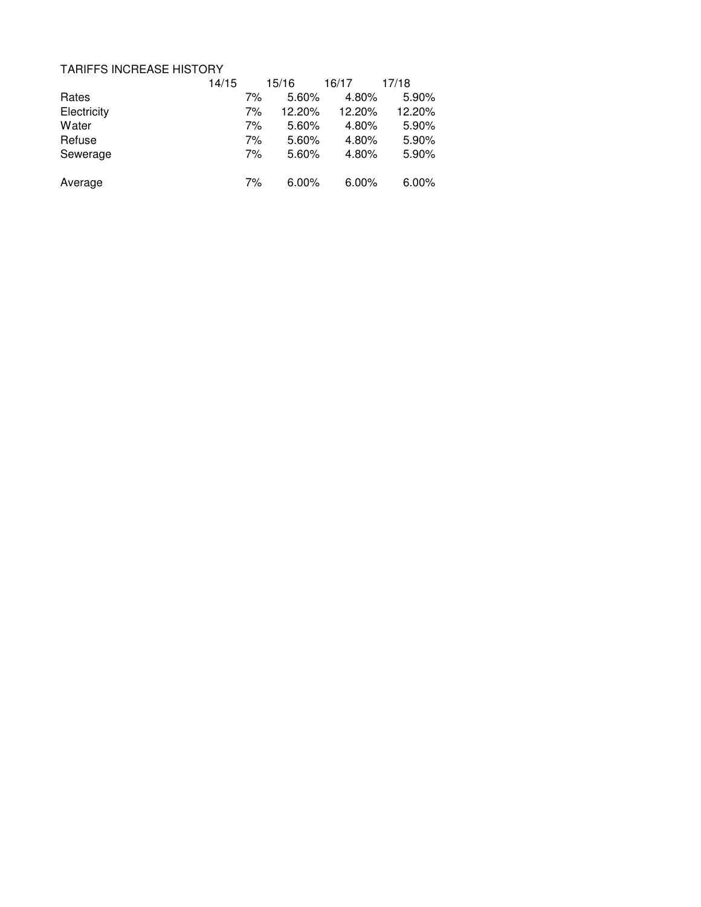TARIFFS INCREASE HISTORY

| | 14/15 | 15/16 | 16/17 | 17/18 |
|---|---|---|---|---|
| Rates | 7% | 5.60% | 4.80% | 5.90% |
| Electricity | 7% | 12.20% | 12.20% | 12.20% |
| Water | 7% | 5.60% | 4.80% | 5.90% |
| Refuse | 7% | 5.60% | 4.80% | 5.90% |
| Sewerage | 7% | 5.60% | 4.80% | 5.90% |
| | | | | |
| Average | 7% | 6.00% | 6.00% | 6.00% |